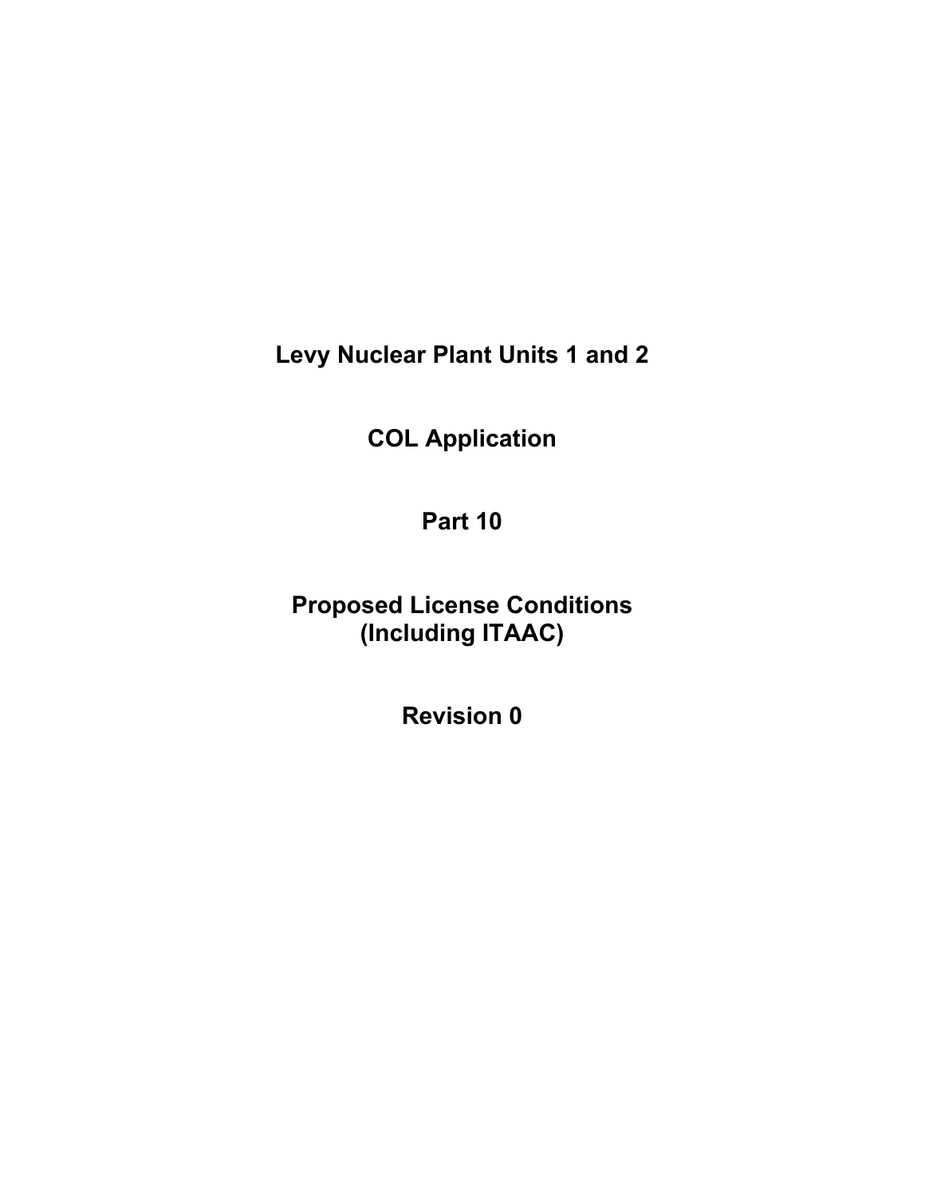# Levy Nuclear Plant Units 1 and 2

# COL Application

# Part 10

# Proposed License Conditions (Including ITAAC)

# Revision 0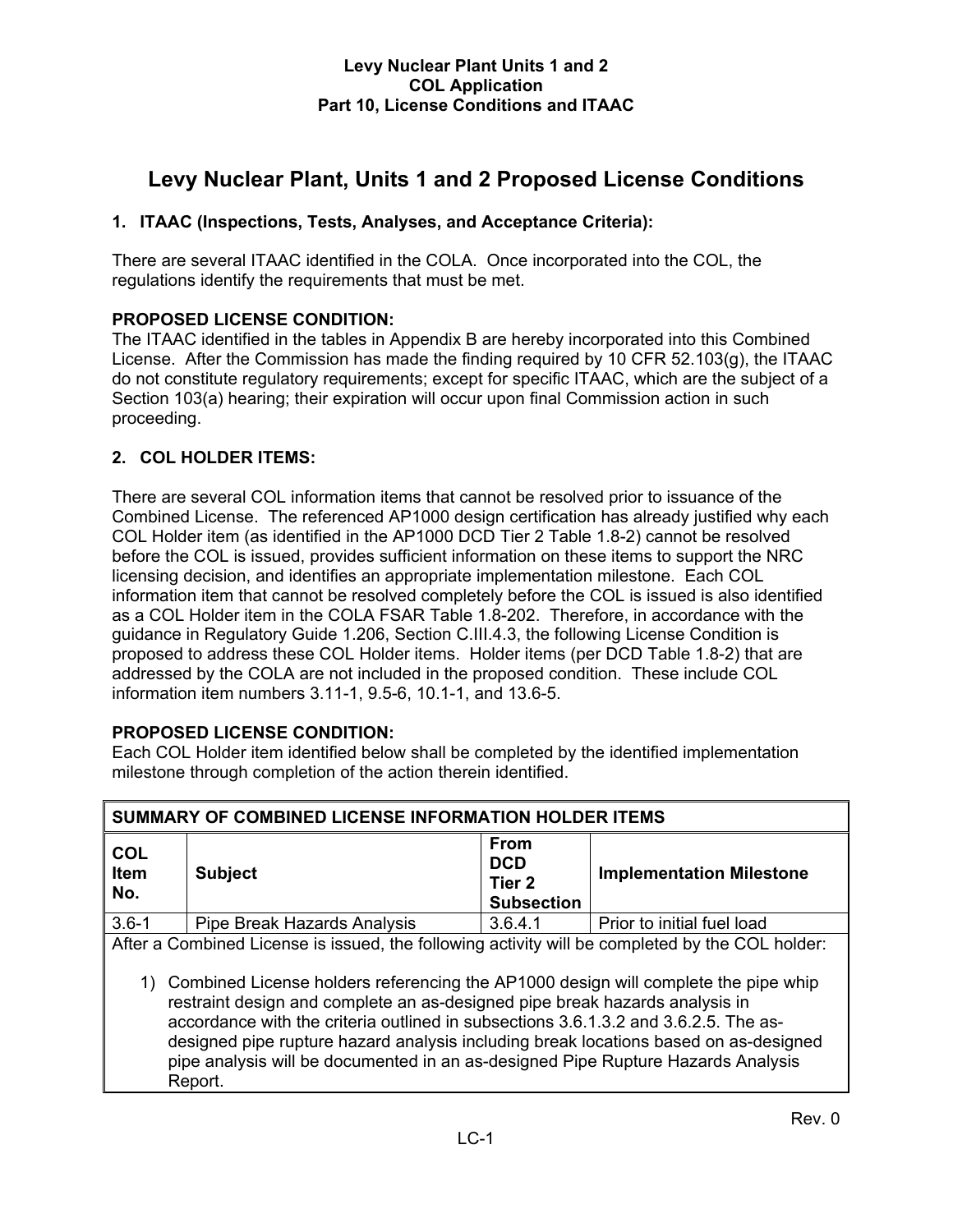# Levy Nuclear Plant, Units 1 and 2 Proposed License Conditions

## 1. ITAAC (Inspections, Tests, Analyses, and Acceptance Criteria):

There are several ITAAC identified in the COLA. Once incorporated into the COL, the regulations identify the requirements that must be met.

**PROPOSED LICENSE CONDITION:**
The ITAAC identified in the tables in Appendix B are hereby incorporated into this Combined License. After the Commission has made the finding required by 10 CFR 52.103(g), the ITAAC do not constitute regulatory requirements; except for specific ITAAC, which are the subject of a Section 103(a) hearing; their expiration will occur upon final Commission action in such proceeding.

## 2. COL HOLDER ITEMS:

There are several COL information items that cannot be resolved prior to issuance of the Combined License. The referenced AP1000 design certification has already justified why each COL Holder item (as identified in the AP1000 DCD Tier 2 Table 1.8-2) cannot be resolved before the COL is issued, provides sufficient information on these items to support the NRC licensing decision, and identifies an appropriate implementation milestone. Each COL information item that cannot be resolved completely before the COL is issued is also identified as a COL Holder item in the COLA FSAR Table 1.8-202. Therefore, in accordance with the guidance in Regulatory Guide 1.206, Section C.III.4.3, the following License Condition is proposed to address these COL Holder items. Holder items (per DCD Table 1.8-2) that are addressed by the COLA are not included in the proposed condition. These include COL information item numbers 3.11-1, 9.5-6, 10.1-1, and 13.6-5.

**PROPOSED LICENSE CONDITION:**
Each COL Holder item identified below shall be completed by the identified implementation milestone through completion of the action therein identified.

| SUMMARY OF COMBINED LICENSE INFORMATION HOLDER ITEMS | | | |
|---|---|---|---|
| **COL Item No.** | **Subject** | **From DCD Tier 2 Subsection** | **Implementation Milestone** |
| 3.6-1 | Pipe Break Hazards Analysis | 3.6.4.1 | Prior to initial fuel load |
| After a Combined License is issued, the following activity will be completed by the COL holder:<br><br>1) Combined License holders referencing the AP1000 design will complete the pipe whip restraint design and complete an as-designed pipe break hazards analysis in accordance with the criteria outlined in subsections 3.6.1.3.2 and 3.6.2.5. The as-designed pipe rupture hazard analysis including break locations based on as-designed pipe analysis will be documented in an as-designed Pipe Rupture Hazards Analysis Report. | | | |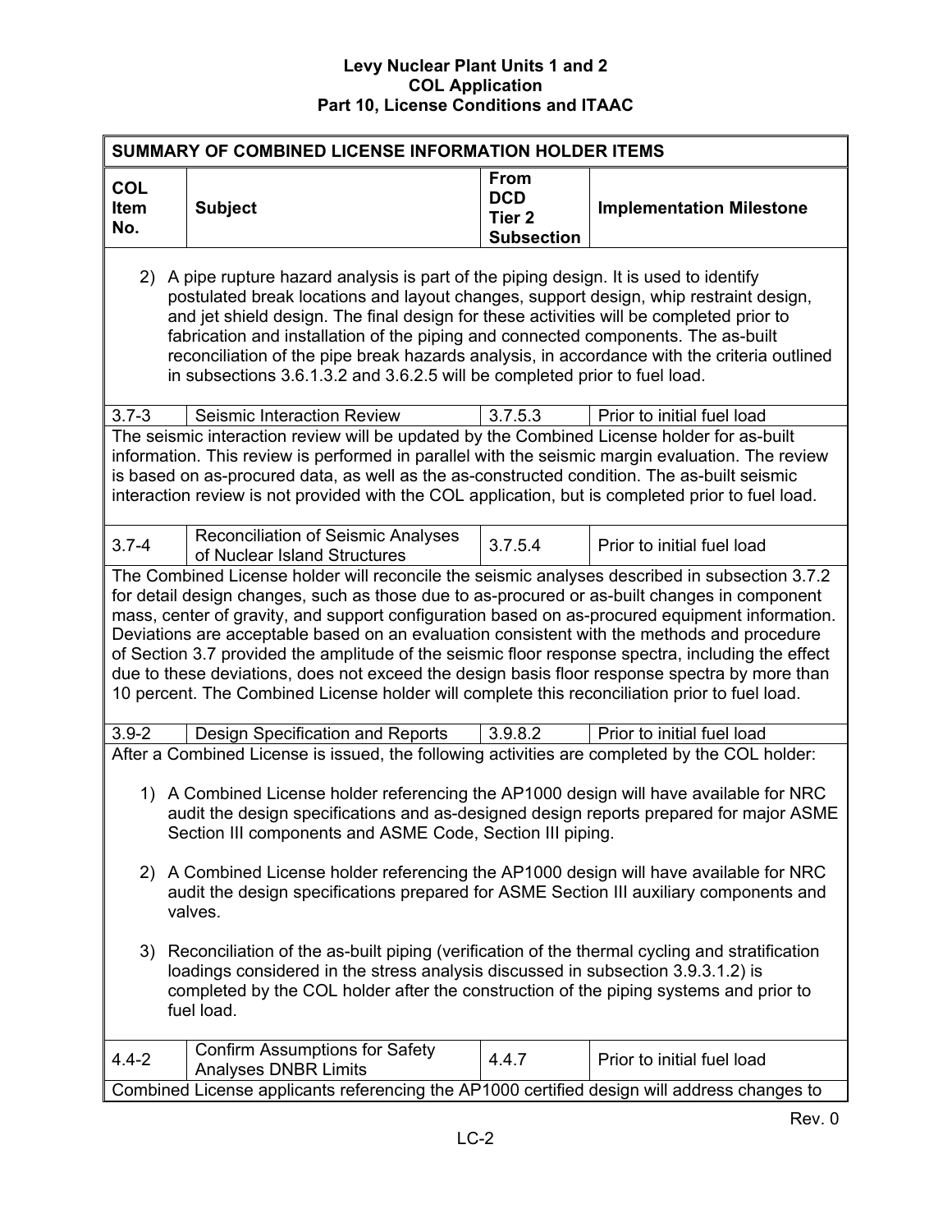## SUMMARY OF COMBINED LICENSE INFORMATION HOLDER ITEMS

| COL Item No. | Subject | From DCD Tier 2 Subsection | Implementation Milestone |
|---|---|---|---|
| 2) A pipe rupture hazard analysis is part of the piping design. It is used to identify postulated break locations and layout changes, support design, whip restraint design, and jet shield design. The final design for these activities will be completed prior to fabrication and installation of the piping and connected components. The as-built reconciliation of the pipe break hazards analysis, in accordance with the criteria outlined in subsections 3.6.1.3.2 and 3.6.2.5 will be completed prior to fuel load. | | | |
| 3.7-3 | Seismic Interaction Review | 3.7.5.3 | Prior to initial fuel load |
| The seismic interaction review will be updated by the Combined License holder for as-built information. This review is performed in parallel with the seismic margin evaluation. The review is based on as-procured data, as well as the as-constructed condition. The as-built seismic interaction review is not provided with the COL application, but is completed prior to fuel load. | | | |
| 3.7-4 | Reconciliation of Seismic Analyses of Nuclear Island Structures | 3.7.5.4 | Prior to initial fuel load |
| The Combined License holder will reconcile the seismic analyses described in subsection 3.7.2 for detail design changes, such as those due to as-procured or as-built changes in component mass, center of gravity, and support configuration based on as-procured equipment information. Deviations are acceptable based on an evaluation consistent with the methods and procedure of Section 3.7 provided the amplitude of the seismic floor response spectra, including the effect due to these deviations, does not exceed the design basis floor response spectra by more than 10 percent. The Combined License holder will complete this reconciliation prior to fuel load. | | | |
| 3.9-2 | Design Specification and Reports | 3.9.8.2 | Prior to initial fuel load |
| After a Combined License is issued, the following activities are completed by the COL holder:<br><br>1) A Combined License holder referencing the AP1000 design will have available for NRC audit the design specifications and as-designed design reports prepared for major ASME Section III components and ASME Code, Section III piping.<br><br>2) A Combined License holder referencing the AP1000 design will have available for NRC audit the design specifications prepared for ASME Section III auxiliary components and valves.<br><br>3) Reconciliation of the as-built piping (verification of the thermal cycling and stratification loadings considered in the stress analysis discussed in subsection 3.9.3.1.2) is completed by the COL holder after the construction of the piping systems and prior to fuel load. | | | |
| 4.4-2 | Confirm Assumptions for Safety Analyses DNBR Limits | 4.4.7 | Prior to initial fuel load |
| Combined License applicants referencing the AP1000 certified design will address changes to | | | |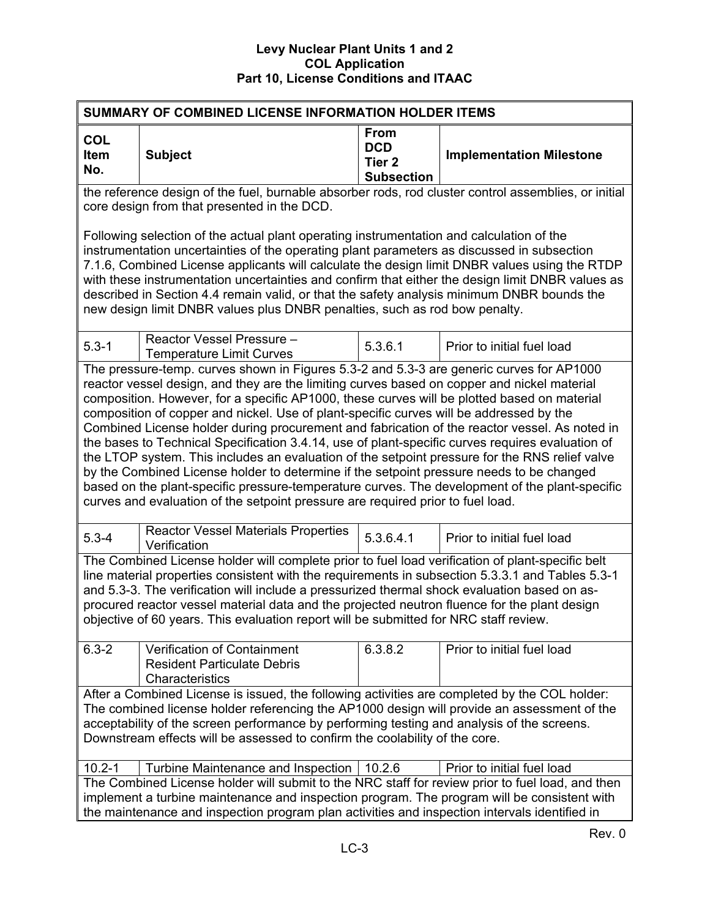SUMMARY OF COMBINED LICENSE INFORMATION HOLDER ITEMS

| COL Item No. | Subject | From DCD Tier 2 Subsection | Implementation Milestone |
|---|---|---|---|
| the reference design of the fuel, burnable absorber rods, rod cluster control assemblies, or initial core design from that presented in the DCD.<br><br>Following selection of the actual plant operating instrumentation and calculation of the instrumentation uncertainties of the operating plant parameters as discussed in subsection 7.1.6, Combined License applicants will calculate the design limit DNBR values using the RTDP with these instrumentation uncertainties and confirm that either the design limit DNBR values as described in Section 4.4 remain valid, or that the safety analysis minimum DNBR bounds the new design limit DNBR values plus DNBR penalties, such as rod bow penalty. | | | |
| 5.3-1 | Reactor Vessel Pressure – Temperature Limit Curves | 5.3.6.1 | Prior to initial fuel load |
| The pressure-temp. curves shown in Figures 5.3-2 and 5.3-3 are generic curves for AP1000 reactor vessel design, and they are the limiting curves based on copper and nickel material composition. However, for a specific AP1000, these curves will be plotted based on material composition of copper and nickel. Use of plant-specific curves will be addressed by the Combined License holder during procurement and fabrication of the reactor vessel. As noted in the bases to Technical Specification 3.4.14, use of plant-specific curves requires evaluation of the LTOP system. This includes an evaluation of the setpoint pressure for the RNS relief valve by the Combined License holder to determine if the setpoint pressure needs to be changed based on the plant-specific pressure-temperature curves. The development of the plant-specific curves and evaluation of the setpoint pressure are required prior to fuel load. | | | |
| 5.3-4 | Reactor Vessel Materials Properties Verification | 5.3.6.4.1 | Prior to initial fuel load |
| The Combined License holder will complete prior to fuel load verification of plant-specific belt line material properties consistent with the requirements in subsection 5.3.3.1 and Tables 5.3-1 and 5.3-3. The verification will include a pressurized thermal shock evaluation based on as-procured reactor vessel material data and the projected neutron fluence for the plant design objective of 60 years. This evaluation report will be submitted for NRC staff review. | | | |
| 6.3-2 | Verification of Containment Resident Particulate Debris Characteristics | 6.3.8.2 | Prior to initial fuel load |
| After a Combined License is issued, the following activities are completed by the COL holder: The combined license holder referencing the AP1000 design will provide an assessment of the acceptability of the screen performance by performing testing and analysis of the screens. Downstream effects will be assessed to confirm the coolability of the core. | | | |
| 10.2-1 | Turbine Maintenance and Inspection | 10.2.6 | Prior to initial fuel load |
| The Combined License holder will submit to the NRC staff for review prior to fuel load, and then implement a turbine maintenance and inspection program. The program will be consistent with the maintenance and inspection program plan activities and inspection intervals identified in | | | |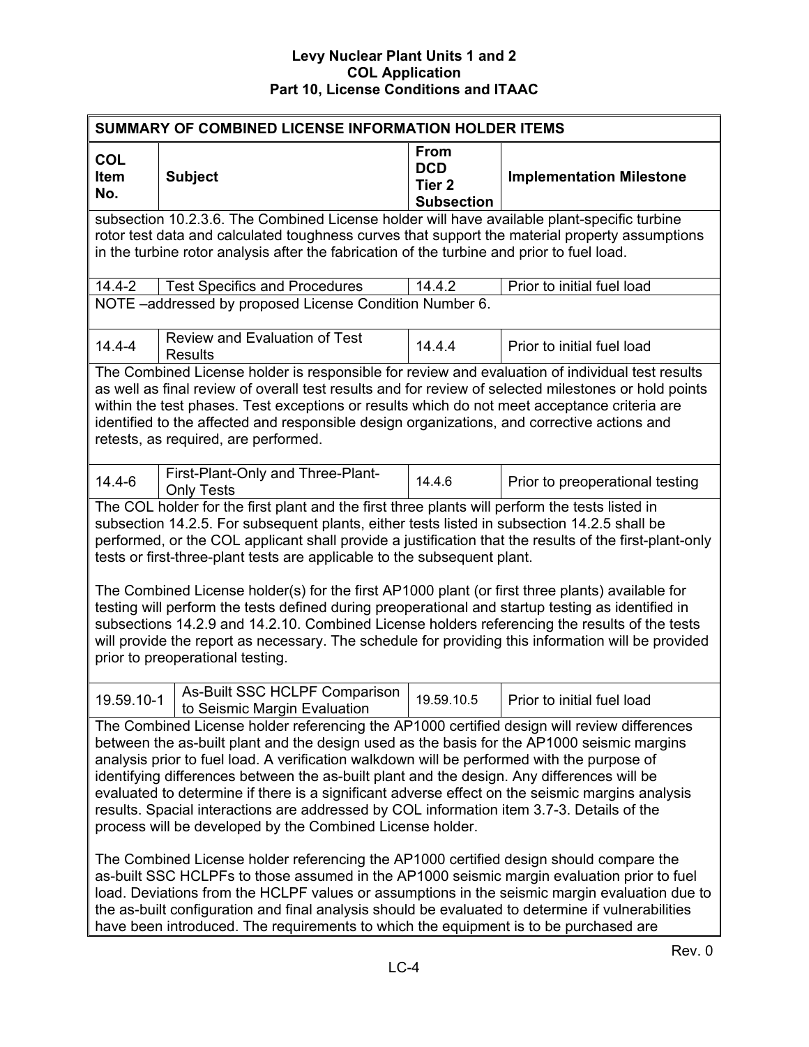**SUMMARY OF COMBINED LICENSE INFORMATION HOLDER ITEMS**

| COL Item No. | Subject | From DCD Tier 2 Subsection | Implementation Milestone |
|---|---|---|---|
| subsection 10.2.3.6. The Combined License holder will have available plant-specific turbine rotor test data and calculated toughness curves that support the material property assumptions in the turbine rotor analysis after the fabrication of the turbine and prior to fuel load. | | | |
| 14.4-2 | Test Specifics and Procedures | 14.4.2 | Prior to initial fuel load |
| NOTE –addressed by proposed License Condition Number 6. | | | |
| 14.4-4 | Review and Evaluation of Test Results | 14.4.4 | Prior to initial fuel load |
| The Combined License holder is responsible for review and evaluation of individual test results as well as final review of overall test results and for review of selected milestones or hold points within the test phases. Test exceptions or results which do not meet acceptance criteria are identified to the affected and responsible design organizations, and corrective actions and retests, as required, are performed. | | | |
| 14.4-6 | First-Plant-Only and Three-Plant-Only Tests | 14.4.6 | Prior to preoperational testing |
| The COL holder for the first plant and the first three plants will perform the tests listed in subsection 14.2.5. For subsequent plants, either tests listed in subsection 14.2.5 shall be performed, or the COL applicant shall provide a justification that the results of the first-plant-only tests or first-three-plant tests are applicable to the subsequent plant.<br><br>The Combined License holder(s) for the first AP1000 plant (or first three plants) available for testing will perform the tests defined during preoperational and startup testing as identified in subsections 14.2.9 and 14.2.10. Combined License holders referencing the results of the tests will provide the report as necessary. The schedule for providing this information will be provided prior to preoperational testing. | | | |
| 19.59.10-1 | As-Built SSC HCLPF Comparison to Seismic Margin Evaluation | 19.59.10.5 | Prior to initial fuel load |
| The Combined License holder referencing the AP1000 certified design will review differences between the as-built plant and the design used as the basis for the AP1000 seismic margins analysis prior to fuel load. A verification walkdown will be performed with the purpose of identifying differences between the as-built plant and the design. Any differences will be evaluated to determine if there is a significant adverse effect on the seismic margins analysis results. Spacial interactions are addressed by COL information item 3.7-3. Details of the process will be developed by the Combined License holder.<br><br>The Combined License holder referencing the AP1000 certified design should compare the as-built SSC HCLPFs to those assumed in the AP1000 seismic margin evaluation prior to fuel load. Deviations from the HCLPF values or assumptions in the seismic margin evaluation due to the as-built configuration and final analysis should be evaluated to determine if vulnerabilities have been introduced. The requirements to which the equipment is to be purchased are | | | |

Rev. 0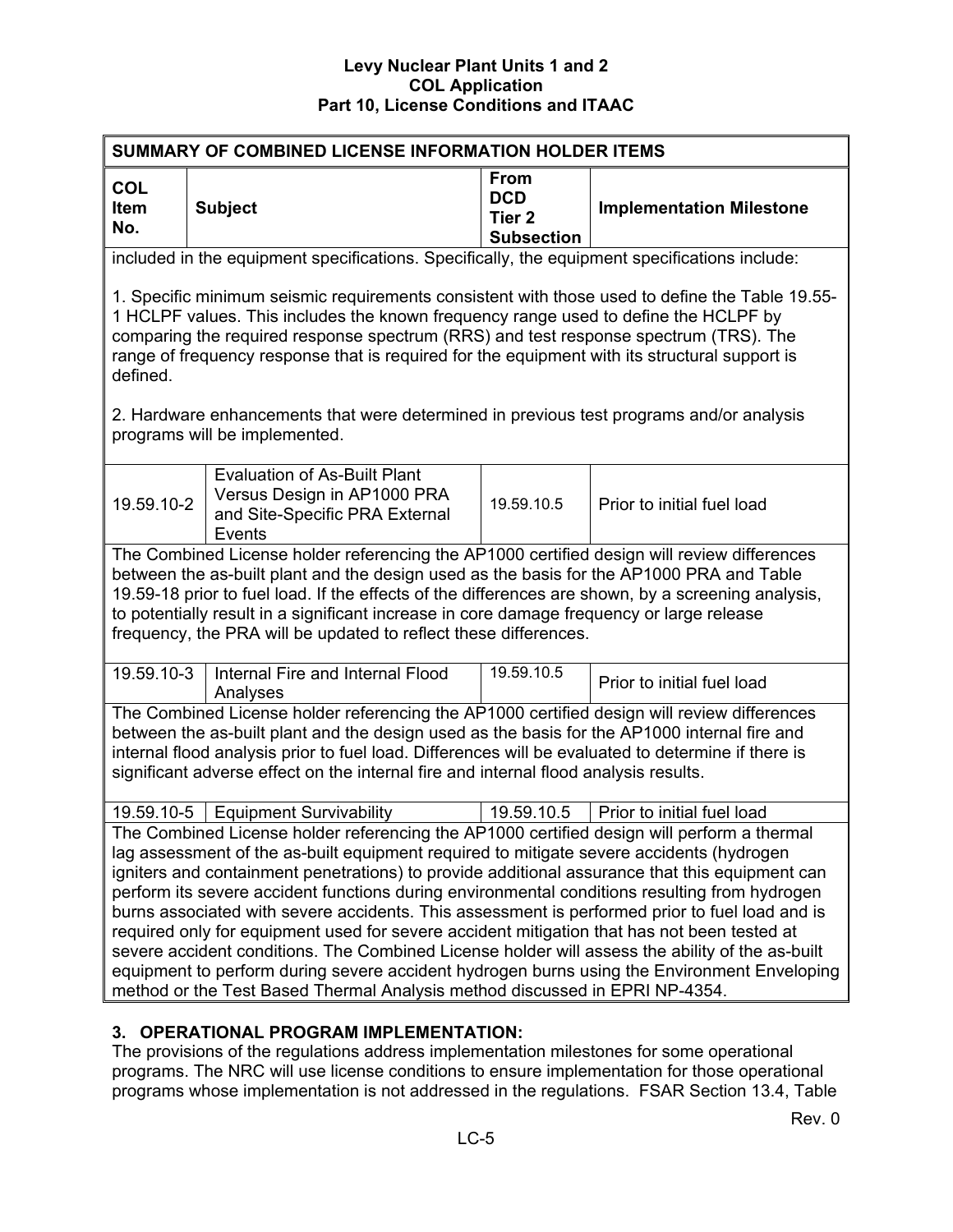| COL Item No. | Subject | From DCD Tier 2 Subsection | Implementation Milestone |
|---|---|---|---|
| included in the equipment specifications. Specifically, the equipment specifications include:<br><br>1. Specific minimum seismic requirements consistent with those used to define the Table 19.55-1 HCLPF values. This includes the known frequency range used to define the HCLPF by comparing the required response spectrum (RRS) and test response spectrum (TRS). The range of frequency response that is required for the equipment with its structural support is defined.<br><br>2. Hardware enhancements that were determined in previous test programs and/or analysis programs will be implemented. | | | |
| 19.59.10-2 | Evaluation of As-Built Plant Versus Design in AP1000 PRA and Site-Specific PRA External Events | 19.59.10.5 | Prior to initial fuel load |
| The Combined License holder referencing the AP1000 certified design will review differences between the as-built plant and the design used as the basis for the AP1000 PRA and Table 19.59-18 prior to fuel load. If the effects of the differences are shown, by a screening analysis, to potentially result in a significant increase in core damage frequency or large release frequency, the PRA will be updated to reflect these differences. | | | |
| 19.59.10-3 | Internal Fire and Internal Flood Analyses | 19.59.10.5 | Prior to initial fuel load |
| The Combined License holder referencing the AP1000 certified design will review differences between the as-built plant and the design used as the basis for the AP1000 internal fire and internal flood analysis prior to fuel load. Differences will be evaluated to determine if there is significant adverse effect on the internal fire and internal flood analysis results. | | | |
| 19.59.10-5 | Equipment Survivability | 19.59.10.5 | Prior to initial fuel load |
| The Combined License holder referencing the AP1000 certified design will perform a thermal lag assessment of the as-built equipment required to mitigate severe accidents (hydrogen igniters and containment penetrations) to provide additional assurance that this equipment can perform its severe accident functions during environmental conditions resulting from hydrogen burns associated with severe accidents. This assessment is performed prior to fuel load and is required only for equipment used for severe accident mitigation that has not been tested at severe accident conditions. The Combined License holder will assess the ability of the as-built equipment to perform during severe accident hydrogen burns using the Environment Enveloping method or the Test Based Thermal Analysis method discussed in EPRI NP-4354. | | | |

## 3. OPERATIONAL PROGRAM IMPLEMENTATION:

The provisions of the regulations address implementation milestones for some operational programs. The NRC will use license conditions to ensure implementation for those operational programs whose implementation is not addressed in the regulations. FSAR Section 13.4, Table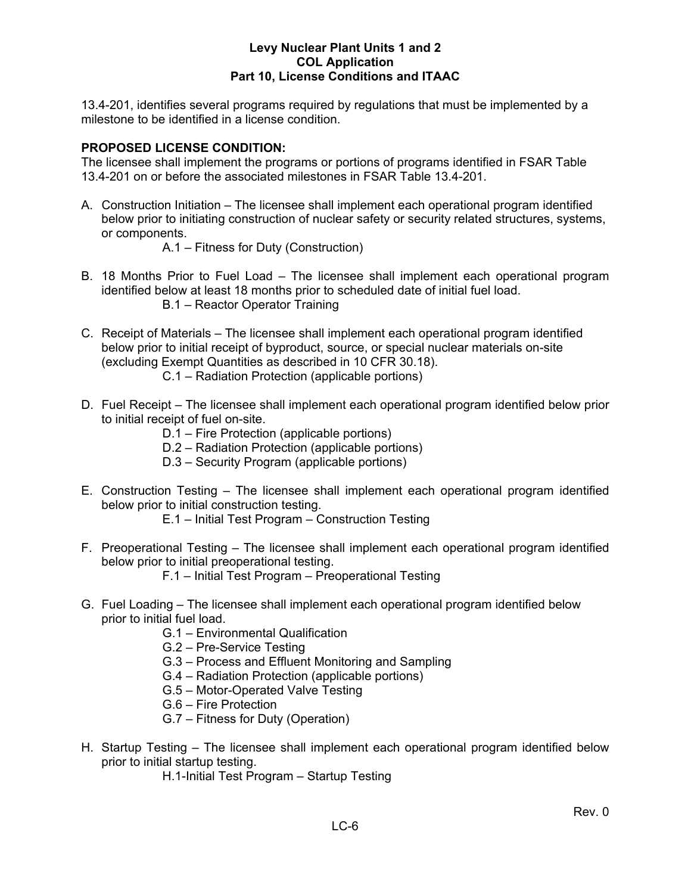13.4-201, identifies several programs required by regulations that must be implemented by a milestone to be identified in a license condition.

**PROPOSED LICENSE CONDITION:**
The licensee shall implement the programs or portions of programs identified in FSAR Table 13.4-201 on or before the associated milestones in FSAR Table 13.4-201.

A. Construction Initiation – The licensee shall implement each operational program identified below prior to initiating construction of nuclear safety or security related structures, systems, or components.
   - A.1 – Fitness for Duty (Construction)

B. 18 Months Prior to Fuel Load – The licensee shall implement each operational program identified below at least 18 months prior to scheduled date of initial fuel load.
   - B.1 – Reactor Operator Training

C. Receipt of Materials – The licensee shall implement each operational program identified below prior to initial receipt of byproduct, source, or special nuclear materials on-site (excluding Exempt Quantities as described in 10 CFR 30.18).
   - C.1 – Radiation Protection (applicable portions)

D. Fuel Receipt – The licensee shall implement each operational program identified below prior to initial receipt of fuel on-site.
   - D.1 – Fire Protection (applicable portions)
   - D.2 – Radiation Protection (applicable portions)
   - D.3 – Security Program (applicable portions)

E. Construction Testing – The licensee shall implement each operational program identified below prior to initial construction testing.
   - E.1 – Initial Test Program – Construction Testing

F. Preoperational Testing – The licensee shall implement each operational program identified below prior to initial preoperational testing.
   - F.1 – Initial Test Program – Preoperational Testing

G. Fuel Loading – The licensee shall implement each operational program identified below prior to initial fuel load.
   - G.1 – Environmental Qualification
   - G.2 – Pre-Service Testing
   - G.3 – Process and Effluent Monitoring and Sampling
   - G.4 – Radiation Protection (applicable portions)
   - G.5 – Motor-Operated Valve Testing
   - G.6 – Fire Protection
   - G.7 – Fitness for Duty (Operation)

H. Startup Testing – The licensee shall implement each operational program identified below prior to initial startup testing.
   - H.1-Initial Test Program – Startup Testing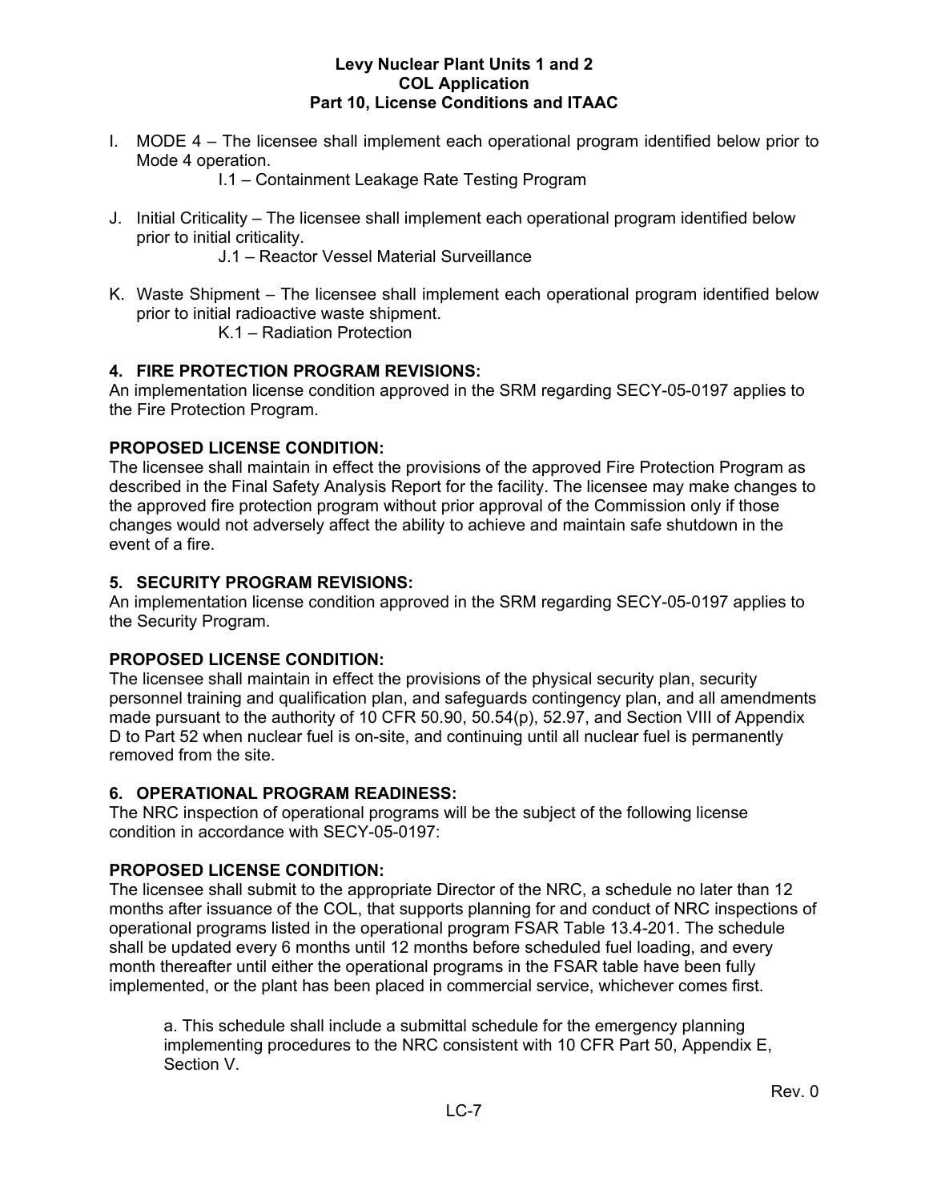I. MODE 4 – The licensee shall implement each operational program identified below prior to Mode 4 operation.

    I.1 – Containment Leakage Rate Testing Program

J. Initial Criticality – The licensee shall implement each operational program identified below prior to initial criticality.

    J.1 – Reactor Vessel Material Surveillance

K. Waste Shipment – The licensee shall implement each operational program identified below prior to initial radioactive waste shipment.

    K.1 – Radiation Protection

**4. FIRE PROTECTION PROGRAM REVISIONS:**

An implementation license condition approved in the SRM regarding SECY-05-0197 applies to the Fire Protection Program.

**PROPOSED LICENSE CONDITION:**

The licensee shall maintain in effect the provisions of the approved Fire Protection Program as described in the Final Safety Analysis Report for the facility. The licensee may make changes to the approved fire protection program without prior approval of the Commission only if those changes would not adversely affect the ability to achieve and maintain safe shutdown in the event of a fire.

**5. SECURITY PROGRAM REVISIONS:**

An implementation license condition approved in the SRM regarding SECY-05-0197 applies to the Security Program.

**PROPOSED LICENSE CONDITION:**

The licensee shall maintain in effect the provisions of the physical security plan, security personnel training and qualification plan, and safeguards contingency plan, and all amendments made pursuant to the authority of 10 CFR 50.90, 50.54(p), 52.97, and Section VIII of Appendix D to Part 52 when nuclear fuel is on-site, and continuing until all nuclear fuel is permanently removed from the site.

**6. OPERATIONAL PROGRAM READINESS:**

The NRC inspection of operational programs will be the subject of the following license condition in accordance with SECY-05-0197:

**PROPOSED LICENSE CONDITION:**

The licensee shall submit to the appropriate Director of the NRC, a schedule no later than 12 months after issuance of the COL, that supports planning for and conduct of NRC inspections of operational programs listed in the operational program FSAR Table 13.4-201. The schedule shall be updated every 6 months until 12 months before scheduled fuel loading, and every month thereafter until either the operational programs in the FSAR table have been fully implemented, or the plant has been placed in commercial service, whichever comes first.

a. This schedule shall include a submittal schedule for the emergency planning implementing procedures to the NRC consistent with 10 CFR Part 50, Appendix E, Section V.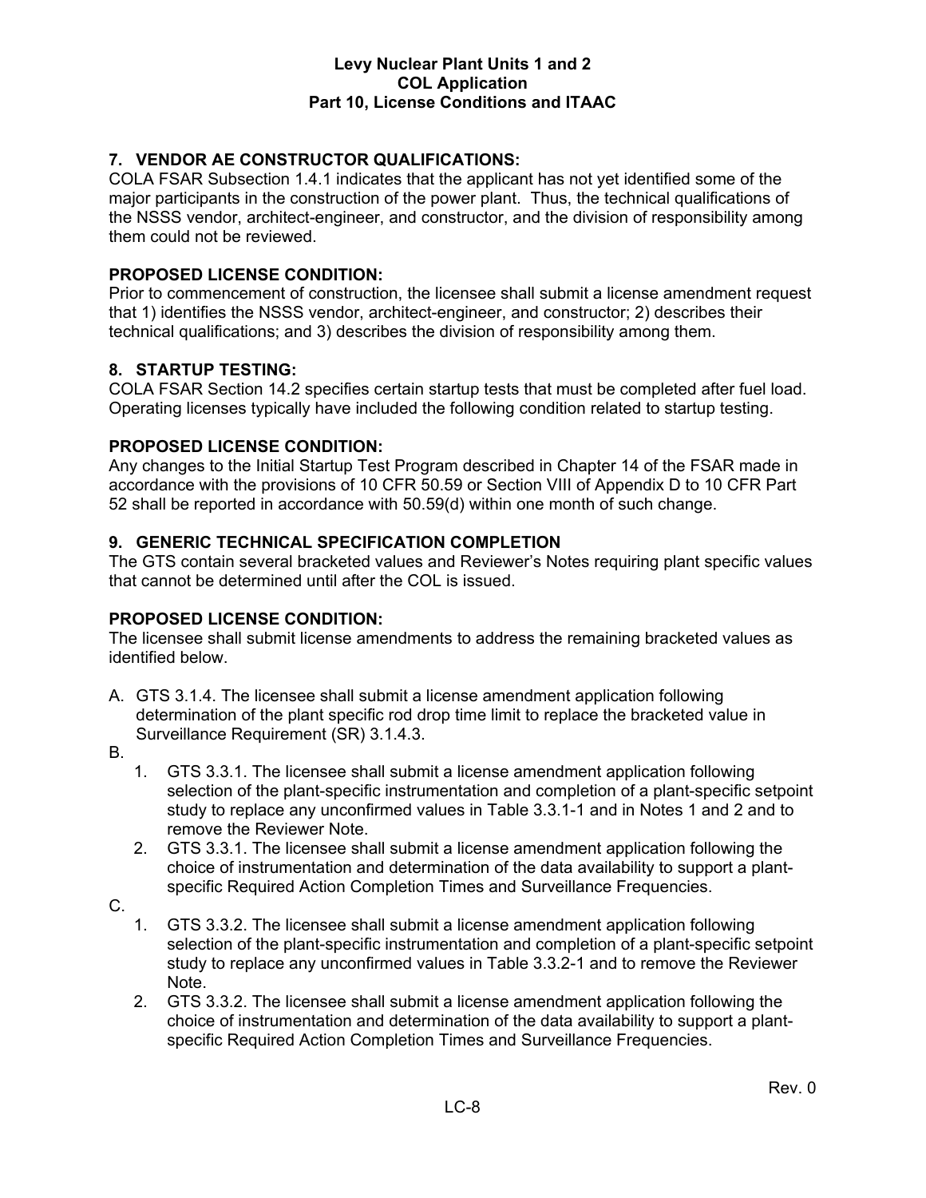**7. VENDOR AE CONSTRUCTOR QUALIFICATIONS:**
COLA FSAR Subsection 1.4.1 indicates that the applicant has not yet identified some of the major participants in the construction of the power plant. Thus, the technical qualifications of the NSSS vendor, architect-engineer, and constructor, and the division of responsibility among them could not be reviewed.

**PROPOSED LICENSE CONDITION:**
Prior to commencement of construction, the licensee shall submit a license amendment request that 1) identifies the NSSS vendor, architect-engineer, and constructor; 2) describes their technical qualifications; and 3) describes the division of responsibility among them.

**8. STARTUP TESTING:**
COLA FSAR Section 14.2 specifies certain startup tests that must be completed after fuel load. Operating licenses typically have included the following condition related to startup testing.

**PROPOSED LICENSE CONDITION:**
Any changes to the Initial Startup Test Program described in Chapter 14 of the FSAR made in accordance with the provisions of 10 CFR 50.59 or Section VIII of Appendix D to 10 CFR Part 52 shall be reported in accordance with 50.59(d) within one month of such change.

**9. GENERIC TECHNICAL SPECIFICATION COMPLETION**
The GTS contain several bracketed values and Reviewer's Notes requiring plant specific values that cannot be determined until after the COL is issued.

**PROPOSED LICENSE CONDITION:**
The licensee shall submit license amendments to address the remaining bracketed values as identified below.

A. GTS 3.1.4. The licensee shall submit a license amendment application following determination of the plant specific rod drop time limit to replace the bracketed value in Surveillance Requirement (SR) 3.1.4.3.

B.
   1. GTS 3.3.1. The licensee shall submit a license amendment application following selection of the plant-specific instrumentation and completion of a plant-specific setpoint study to replace any unconfirmed values in Table 3.3.1-1 and in Notes 1 and 2 and to remove the Reviewer Note.
   2. GTS 3.3.1. The licensee shall submit a license amendment application following the choice of instrumentation and determination of the data availability to support a plant-specific Required Action Completion Times and Surveillance Frequencies.

C.
   1. GTS 3.3.2. The licensee shall submit a license amendment application following selection of the plant-specific instrumentation and completion of a plant-specific setpoint study to replace any unconfirmed values in Table 3.3.2-1 and to remove the Reviewer Note.
   2. GTS 3.3.2. The licensee shall submit a license amendment application following the choice of instrumentation and determination of the data availability to support a plant-specific Required Action Completion Times and Surveillance Frequencies.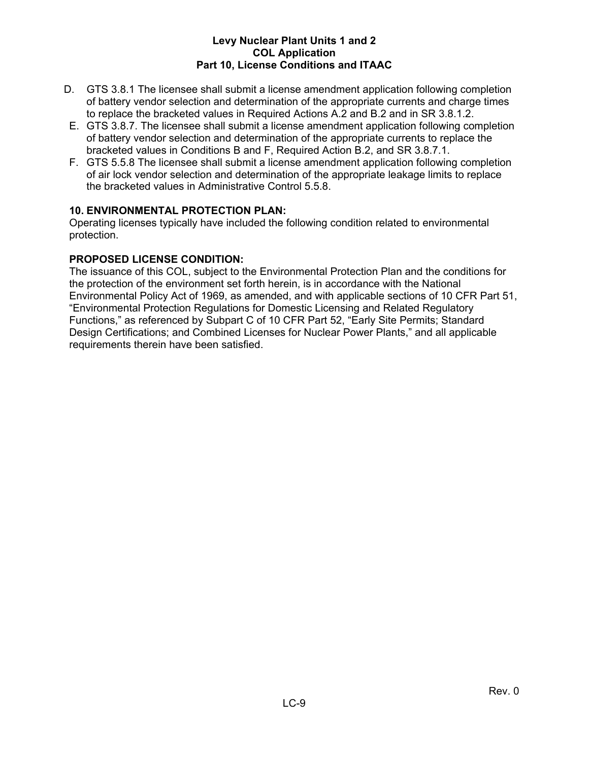D. GTS 3.8.1 The licensee shall submit a license amendment application following completion of battery vendor selection and determination of the appropriate currents and charge times to replace the bracketed values in Required Actions A.2 and B.2 and in SR 3.8.1.2.

E. GTS 3.8.7. The licensee shall submit a license amendment application following completion of battery vendor selection and determination of the appropriate currents to replace the bracketed values in Conditions B and F, Required Action B.2, and SR 3.8.7.1.

F. GTS 5.5.8 The licensee shall submit a license amendment application following completion of air lock vendor selection and determination of the appropriate leakage limits to replace the bracketed values in Administrative Control 5.5.8.

**10. ENVIRONMENTAL PROTECTION PLAN:**

Operating licenses typically have included the following condition related to environmental protection.

**PROPOSED LICENSE CONDITION:**

The issuance of this COL, subject to the Environmental Protection Plan and the conditions for the protection of the environment set forth herein, is in accordance with the National Environmental Policy Act of 1969, as amended, and with applicable sections of 10 CFR Part 51, "Environmental Protection Regulations for Domestic Licensing and Related Regulatory Functions," as referenced by Subpart C of 10 CFR Part 52, "Early Site Permits; Standard Design Certifications; and Combined Licenses for Nuclear Power Plants," and all applicable requirements therein have been satisfied.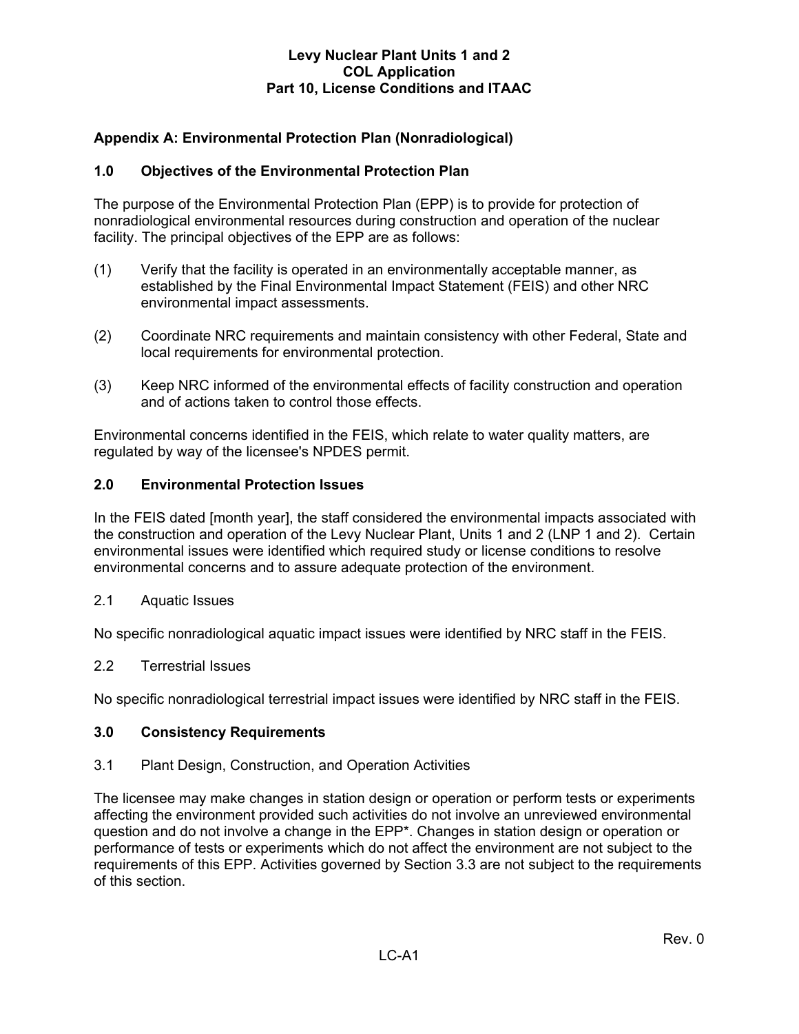## Appendix A: Environmental Protection Plan (Nonradiological)

### 1.0 Objectives of the Environmental Protection Plan

The purpose of the Environmental Protection Plan (EPP) is to provide for protection of nonradiological environmental resources during construction and operation of the nuclear facility. The principal objectives of the EPP are as follows:

(1) Verify that the facility is operated in an environmentally acceptable manner, as established by the Final Environmental Impact Statement (FEIS) and other NRC environmental impact assessments.

(2) Coordinate NRC requirements and maintain consistency with other Federal, State and local requirements for environmental protection.

(3) Keep NRC informed of the environmental effects of facility construction and operation and of actions taken to control those effects.

Environmental concerns identified in the FEIS, which relate to water quality matters, are regulated by way of the licensee's NPDES permit.

### 2.0 Environmental Protection Issues

In the FEIS dated [month year], the staff considered the environmental impacts associated with the construction and operation of the Levy Nuclear Plant, Units 1 and 2 (LNP 1 and 2). Certain environmental issues were identified which required study or license conditions to resolve environmental concerns and to assure adequate protection of the environment.

2.1 Aquatic Issues

No specific nonradiological aquatic impact issues were identified by NRC staff in the FEIS.

2.2 Terrestrial Issues

No specific nonradiological terrestrial impact issues were identified by NRC staff in the FEIS.

### 3.0 Consistency Requirements

3.1 Plant Design, Construction, and Operation Activities

The licensee may make changes in station design or operation or perform tests or experiments affecting the environment provided such activities do not involve an unreviewed environmental question and do not involve a change in the EPP*. Changes in station design or operation or performance of tests or experiments which do not affect the environment are not subject to the requirements of this EPP. Activities governed by Section 3.3 are not subject to the requirements of this section.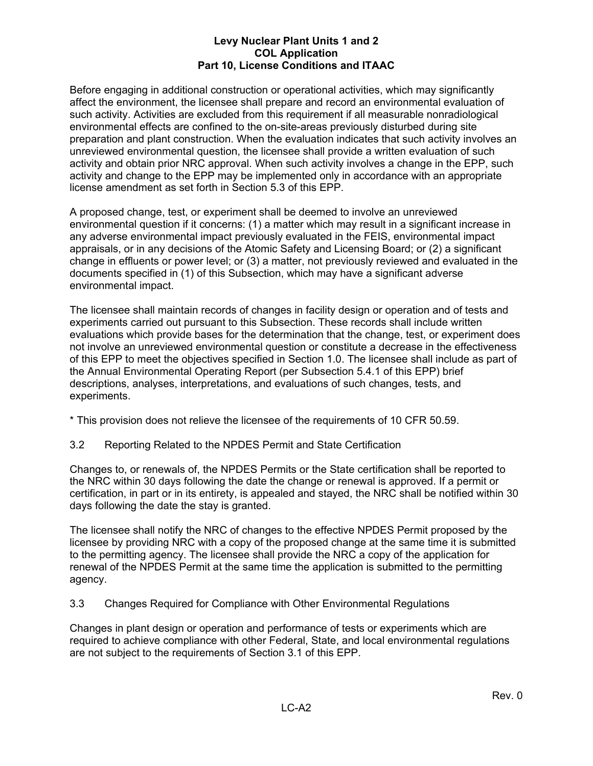Before engaging in additional construction or operational activities, which may significantly affect the environment, the licensee shall prepare and record an environmental evaluation of such activity. Activities are excluded from this requirement if all measurable nonradiological environmental effects are confined to the on-site-areas previously disturbed during site preparation and plant construction. When the evaluation indicates that such activity involves an unreviewed environmental question, the licensee shall provide a written evaluation of such activity and obtain prior NRC approval. When such activity involves a change in the EPP, such activity and change to the EPP may be implemented only in accordance with an appropriate license amendment as set forth in Section 5.3 of this EPP.

A proposed change, test, or experiment shall be deemed to involve an unreviewed environmental question if it concerns: (1) a matter which may result in a significant increase in any adverse environmental impact previously evaluated in the FEIS, environmental impact appraisals, or in any decisions of the Atomic Safety and Licensing Board; or (2) a significant change in effluents or power level; or (3) a matter, not previously reviewed and evaluated in the documents specified in (1) of this Subsection, which may have a significant adverse environmental impact.

The licensee shall maintain records of changes in facility design or operation and of tests and experiments carried out pursuant to this Subsection. These records shall include written evaluations which provide bases for the determination that the change, test, or experiment does not involve an unreviewed environmental question or constitute a decrease in the effectiveness of this EPP to meet the objectives specified in Section 1.0. The licensee shall include as part of the Annual Environmental Operating Report (per Subsection 5.4.1 of this EPP) brief descriptions, analyses, interpretations, and evaluations of such changes, tests, and experiments.

* This provision does not relieve the licensee of the requirements of 10 CFR 50.59.

## 3.2 Reporting Related to the NPDES Permit and State Certification

Changes to, or renewals of, the NPDES Permits or the State certification shall be reported to the NRC within 30 days following the date the change or renewal is approved. If a permit or certification, in part or in its entirety, is appealed and stayed, the NRC shall be notified within 30 days following the date the stay is granted.

The licensee shall notify the NRC of changes to the effective NPDES Permit proposed by the licensee by providing NRC with a copy of the proposed change at the same time it is submitted to the permitting agency. The licensee shall provide the NRC a copy of the application for renewal of the NPDES Permit at the same time the application is submitted to the permitting agency.

## 3.3 Changes Required for Compliance with Other Environmental Regulations

Changes in plant design or operation and performance of tests or experiments which are required to achieve compliance with other Federal, State, and local environmental regulations are not subject to the requirements of Section 3.1 of this EPP.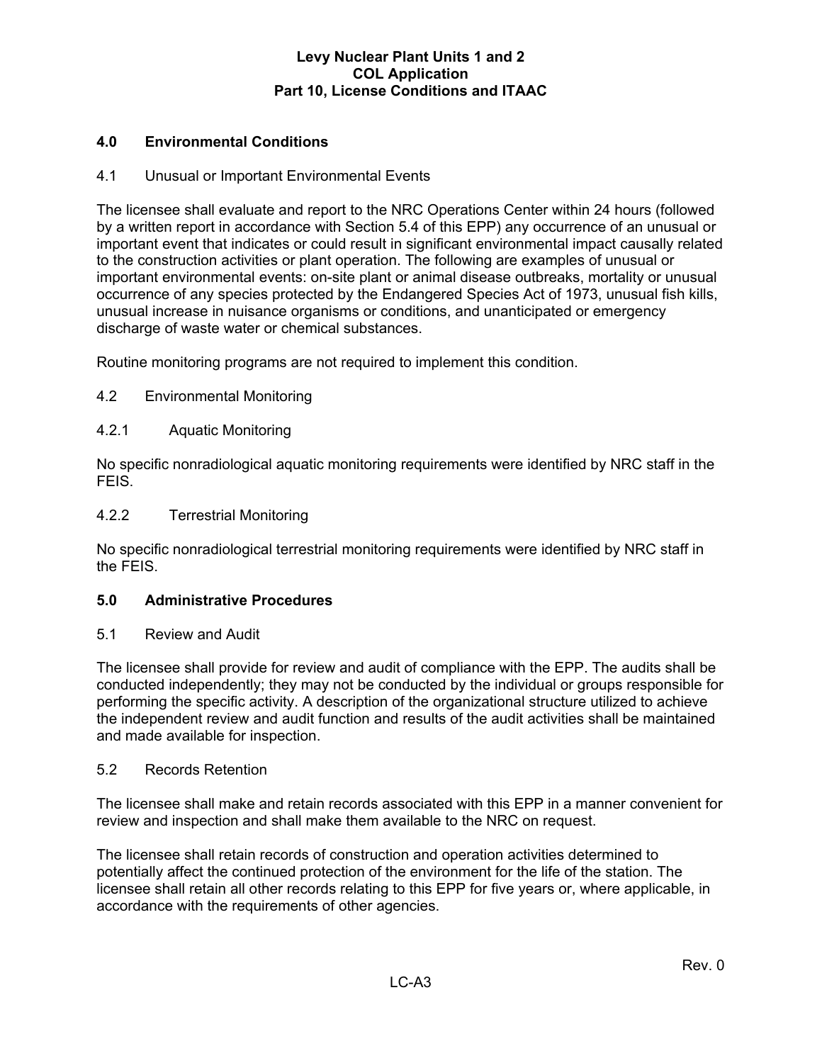## 4.0 Environmental Conditions

### 4.1 Unusual or Important Environmental Events

The licensee shall evaluate and report to the NRC Operations Center within 24 hours (followed by a written report in accordance with Section 5.4 of this EPP) any occurrence of an unusual or important event that indicates or could result in significant environmental impact causally related to the construction activities or plant operation. The following are examples of unusual or important environmental events: on-site plant or animal disease outbreaks, mortality or unusual occurrence of any species protected by the Endangered Species Act of 1973, unusual fish kills, unusual increase in nuisance organisms or conditions, and unanticipated or emergency discharge of waste water or chemical substances.

Routine monitoring programs are not required to implement this condition.

### 4.2 Environmental Monitoring

#### 4.2.1 Aquatic Monitoring

No specific nonradiological aquatic monitoring requirements were identified by NRC staff in the FEIS.

#### 4.2.2 Terrestrial Monitoring

No specific nonradiological terrestrial monitoring requirements were identified by NRC staff in the FEIS.

## 5.0 Administrative Procedures

### 5.1 Review and Audit

The licensee shall provide for review and audit of compliance with the EPP. The audits shall be conducted independently; they may not be conducted by the individual or groups responsible for performing the specific activity. A description of the organizational structure utilized to achieve the independent review and audit function and results of the audit activities shall be maintained and made available for inspection.

### 5.2 Records Retention

The licensee shall make and retain records associated with this EPP in a manner convenient for review and inspection and shall make them available to the NRC on request.

The licensee shall retain records of construction and operation activities determined to potentially affect the continued protection of the environment for the life of the station. The licensee shall retain all other records relating to this EPP for five years or, where applicable, in accordance with the requirements of other agencies.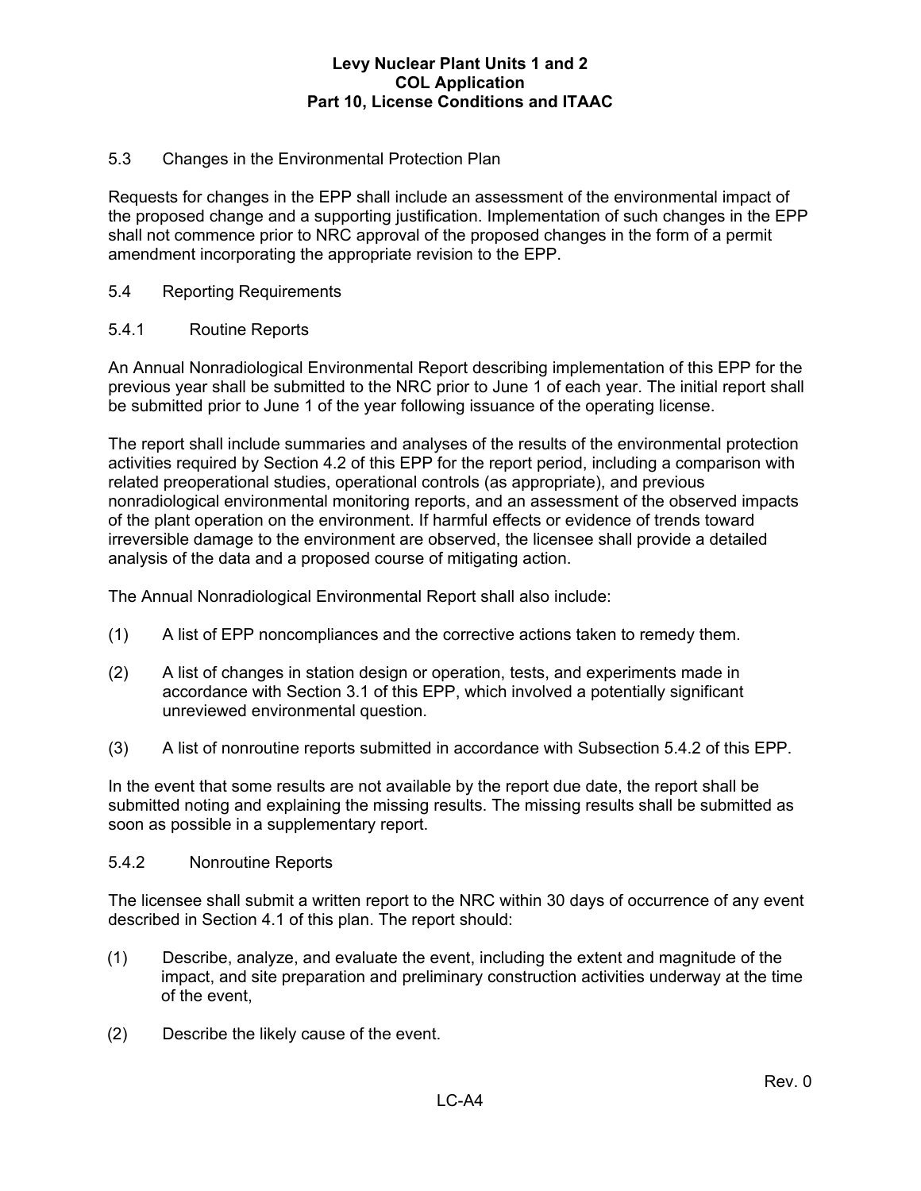## 5.3 Changes in the Environmental Protection Plan

Requests for changes in the EPP shall include an assessment of the environmental impact of the proposed change and a supporting justification. Implementation of such changes in the EPP shall not commence prior to NRC approval of the proposed changes in the form of a permit amendment incorporating the appropriate revision to the EPP.

## 5.4 Reporting Requirements

### 5.4.1 Routine Reports

An Annual Nonradiological Environmental Report describing implementation of this EPP for the previous year shall be submitted to the NRC prior to June 1 of each year. The initial report shall be submitted prior to June 1 of the year following issuance of the operating license.

The report shall include summaries and analyses of the results of the environmental protection activities required by Section 4.2 of this EPP for the report period, including a comparison with related preoperational studies, operational controls (as appropriate), and previous nonradiological environmental monitoring reports, and an assessment of the observed impacts of the plant operation on the environment. If harmful effects or evidence of trends toward irreversible damage to the environment are observed, the licensee shall provide a detailed analysis of the data and a proposed course of mitigating action.

The Annual Nonradiological Environmental Report shall also include:

(1) A list of EPP noncompliances and the corrective actions taken to remedy them.

(2) A list of changes in station design or operation, tests, and experiments made in accordance with Section 3.1 of this EPP, which involved a potentially significant unreviewed environmental question.

(3) A list of nonroutine reports submitted in accordance with Subsection 5.4.2 of this EPP.

In the event that some results are not available by the report due date, the report shall be submitted noting and explaining the missing results. The missing results shall be submitted as soon as possible in a supplementary report.

### 5.4.2 Nonroutine Reports

The licensee shall submit a written report to the NRC within 30 days of occurrence of any event described in Section 4.1 of this plan. The report should:

(1) Describe, analyze, and evaluate the event, including the extent and magnitude of the impact, and site preparation and preliminary construction activities underway at the time of the event,

(2) Describe the likely cause of the event.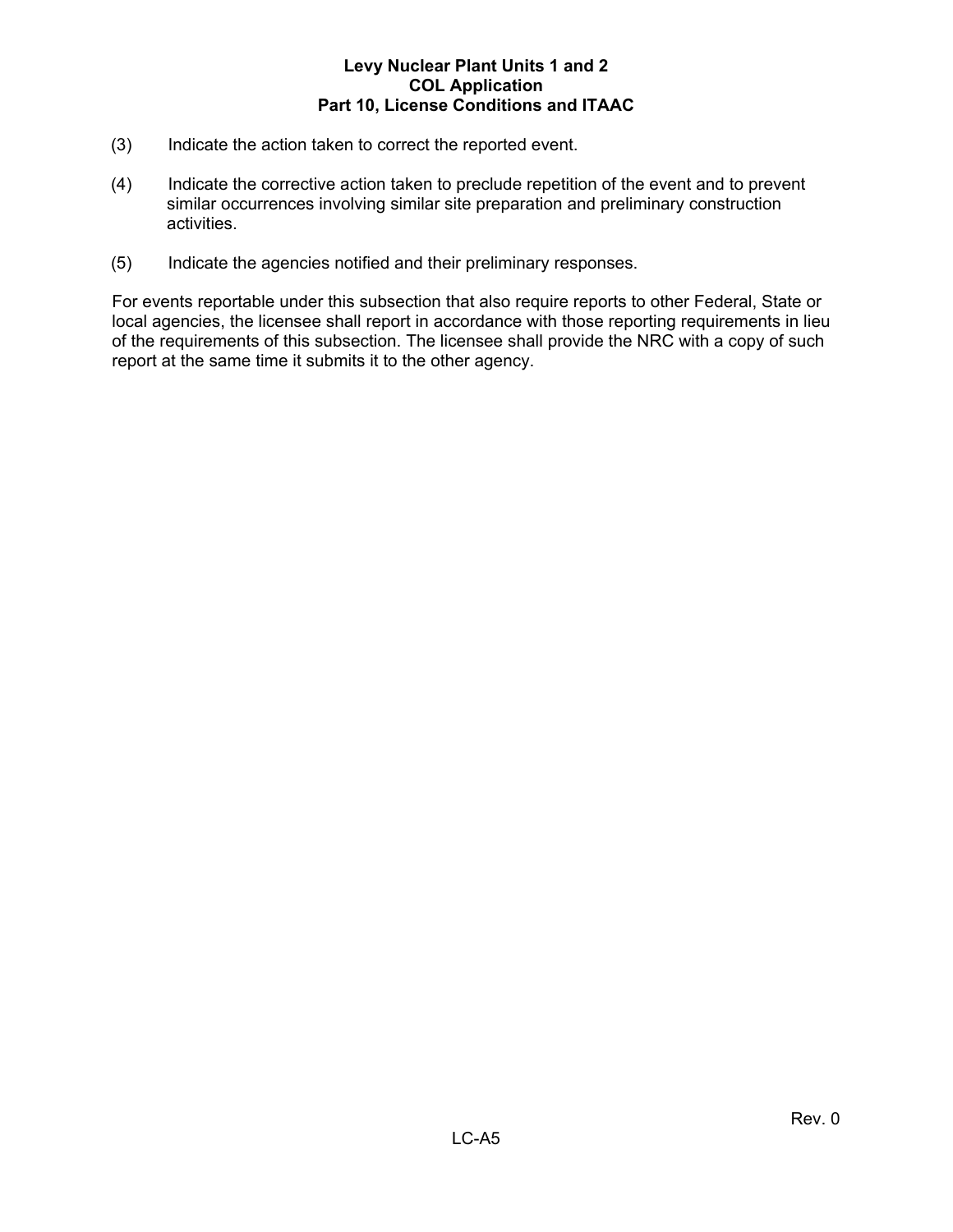(3) Indicate the action taken to correct the reported event.

(4) Indicate the corrective action taken to preclude repetition of the event and to prevent similar occurrences involving similar site preparation and preliminary construction activities.

(5) Indicate the agencies notified and their preliminary responses.

For events reportable under this subsection that also require reports to other Federal, State or local agencies, the licensee shall report in accordance with those reporting requirements in lieu of the requirements of this subsection. The licensee shall provide the NRC with a copy of such report at the same time it submits it to the other agency.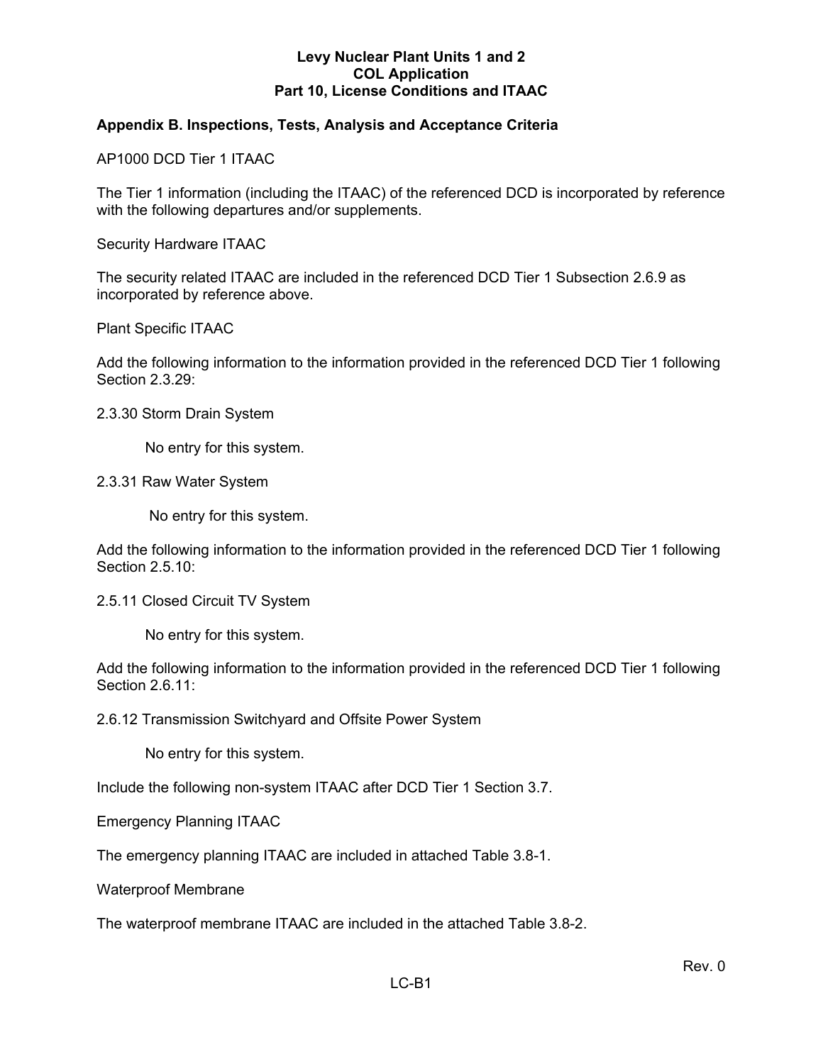## Appendix B. Inspections, Tests, Analysis and Acceptance Criteria

AP1000 DCD Tier 1 ITAAC

The Tier 1 information (including the ITAAC) of the referenced DCD is incorporated by reference with the following departures and/or supplements.

Security Hardware ITAAC

The security related ITAAC are included in the referenced DCD Tier 1 Subsection 2.6.9 as incorporated by reference above.

Plant Specific ITAAC

Add the following information to the information provided in the referenced DCD Tier 1 following Section 2.3.29:

2.3.30 Storm Drain System

No entry for this system.

2.3.31 Raw Water System

No entry for this system.

Add the following information to the information provided in the referenced DCD Tier 1 following Section 2.5.10:

2.5.11 Closed Circuit TV System

No entry for this system.

Add the following information to the information provided in the referenced DCD Tier 1 following Section 2.6.11:

2.6.12 Transmission Switchyard and Offsite Power System

No entry for this system.

Include the following non-system ITAAC after DCD Tier 1 Section 3.7.

Emergency Planning ITAAC

The emergency planning ITAAC are included in attached Table 3.8-1.

Waterproof Membrane

The waterproof membrane ITAAC are included in the attached Table 3.8-2.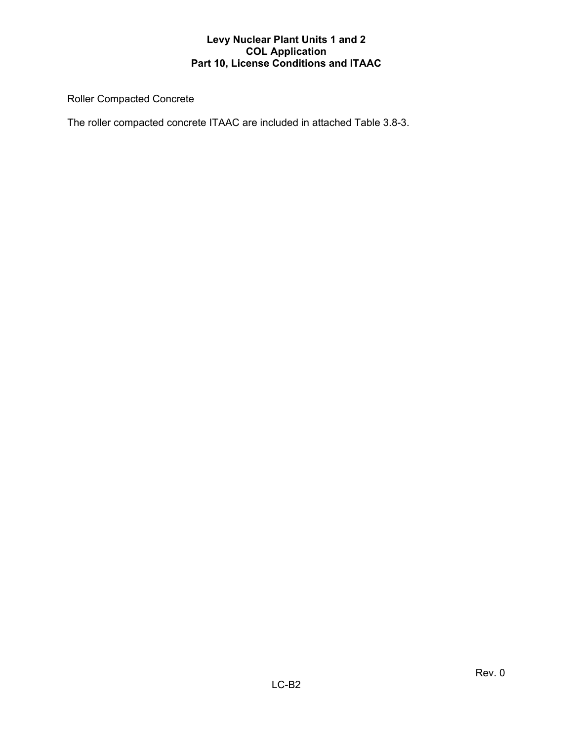Roller Compacted Concrete

The roller compacted concrete ITAAC are included in attached Table 3.8-3.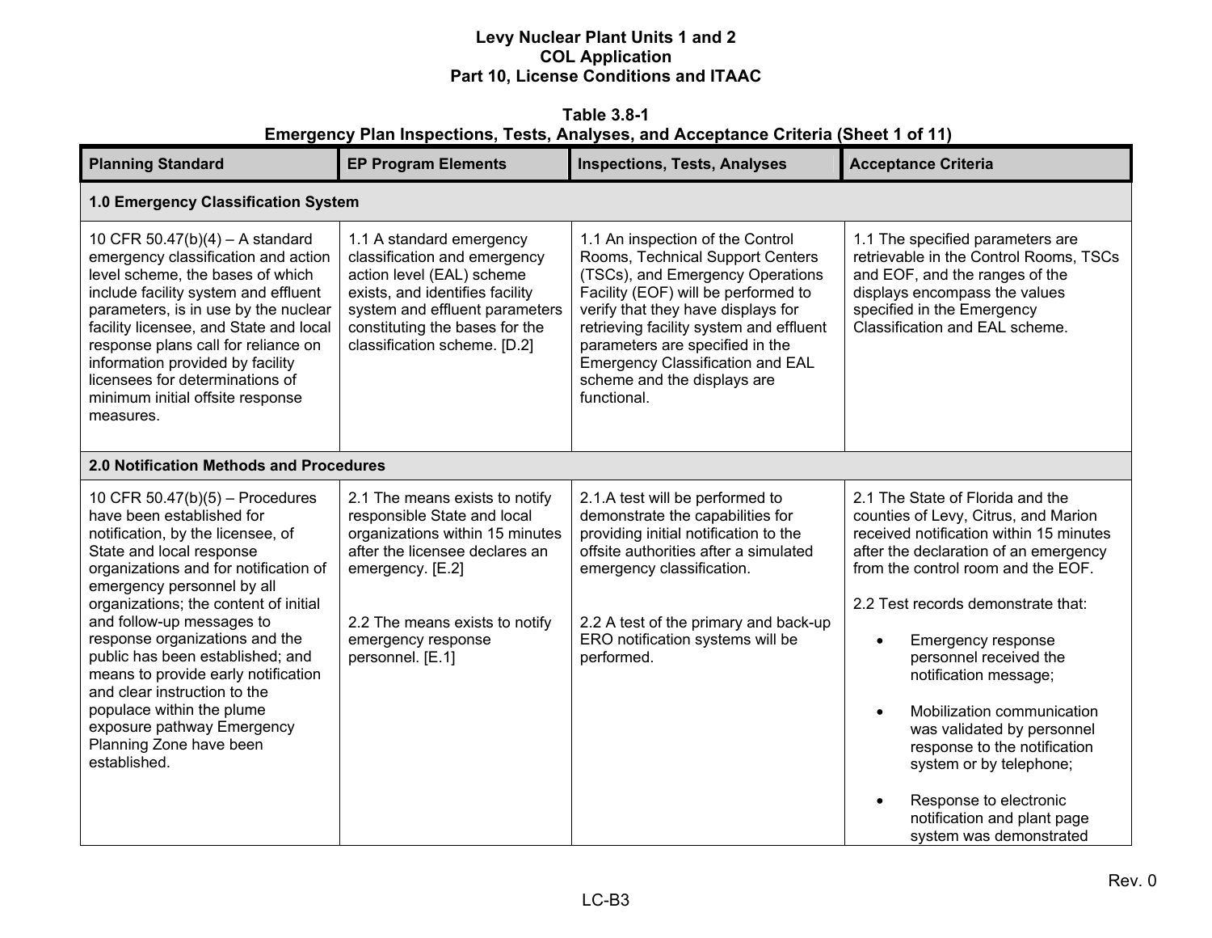Levy Nuclear Plant Units 1 and 2
COL Application
Part 10, License Conditions and ITAAC

**Table 3.8-1**
**Emergency Plan Inspections, Tests, Analyses, and Acceptance Criteria (Sheet 1 of 11)**

| Planning Standard | EP Program Elements | Inspections, Tests, Analyses | Acceptance Criteria |
|---|---|---|---|
| **1.0 Emergency Classification System** | | | |
| 10 CFR 50.47(b)(4) – A standard emergency classification and action level scheme, the bases of which include facility system and effluent parameters, is in use by the nuclear facility licensee, and State and local response plans call for reliance on information provided by facility licensees for determinations of minimum initial offsite response measures. | 1.1 A standard emergency classification and emergency action level (EAL) scheme exists, and identifies facility system and effluent parameters constituting the bases for the classification scheme. [D.2] | 1.1 An inspection of the Control Rooms, Technical Support Centers (TSCs), and Emergency Operations Facility (EOF) will be performed to verify that they have displays for retrieving facility system and effluent parameters are specified in the Emergency Classification and EAL scheme and the displays are functional. | 1.1 The specified parameters are retrievable in the Control Rooms, TSCs and EOF, and the ranges of the displays encompass the values specified in the Emergency Classification and EAL scheme. |
| **2.0 Notification Methods and Procedures** | | | |
| 10 CFR 50.47(b)(5) – Procedures have been established for notification, by the licensee, of State and local response organizations and for notification of emergency personnel by all organizations; the content of initial and follow-up messages to response organizations and the public has been established; and means to provide early notification and clear instruction to the populace within the plume exposure pathway Emergency Planning Zone have been established. | 2.1 The means exists to notify responsible State and local organizations within 15 minutes after the licensee declares an emergency. [E.2]<br><br>2.2 The means exists to notify emergency response personnel. [E.1] | 2.1.A test will be performed to demonstrate the capabilities for providing initial notification to the offsite authorities after a simulated emergency classification.<br><br>2.2 A test of the primary and back-up ERO notification systems will be performed. | 2.1 The State of Florida and the counties of Levy, Citrus, and Marion received notification within 15 minutes after the declaration of an emergency from the control room and the EOF.<br><br>2.2 Test records demonstrate that:<br>• Emergency response personnel received the notification message;<br>• Mobilization communication was validated by personnel response to the notification system or by telephone;<br>• Response to electronic notification and plant page system was demonstrated |

Rev. 0

LC-B3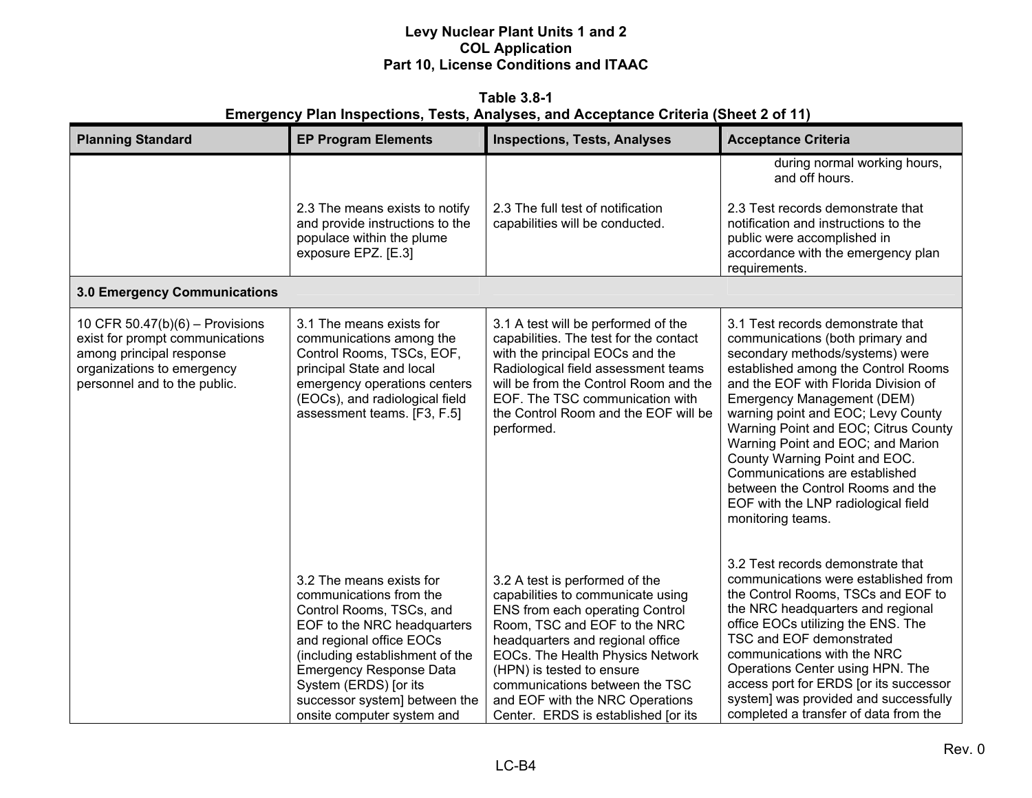**Table 3.8-1**
**Emergency Plan Inspections, Tests, Analyses, and Acceptance Criteria (Sheet 2 of 11)**

| Planning Standard | EP Program Elements | Inspections, Tests, Analyses | Acceptance Criteria |
|---|---|---|---|
| | | | during normal working hours, and off hours. |
| | 2.3 The means exists to notify and provide instructions to the populace within the plume exposure EPZ. [E.3] | 2.3 The full test of notification capabilities will be conducted. | 2.3 Test records demonstrate that notification and instructions to the public were accomplished in accordance with the emergency plan requirements. |
| **3.0 Emergency Communications** | | | |
| 10 CFR 50.47(b)(6) – Provisions exist for prompt communications among principal response organizations to emergency personnel and to the public. | 3.1 The means exists for communications among the Control Rooms, TSCs, EOF, principal State and local emergency operations centers (EOCs), and radiological field assessment teams. [F3, F.5] | 3.1 A test will be performed of the capabilities. The test for the contact with the principal EOCs and the Radiological field assessment teams will be from the Control Room and the EOF. The TSC communication with the Control Room and the EOF will be performed. | 3.1 Test records demonstrate that communications (both primary and secondary methods/systems) were established among the Control Rooms and the EOF with Florida Division of Emergency Management (DEM) warning point and EOC; Levy County Warning Point and EOC; Citrus County Warning Point and EOC; and Marion County Warning Point and EOC. Communications are established between the Control Rooms and the EOF with the LNP radiological field monitoring teams. |
| | 3.2 The means exists for communications from the Control Rooms, TSCs, and EOF to the NRC headquarters and regional office EOCs (including establishment of the Emergency Response Data System (ERDS) [or its successor system] between the onsite computer system and | 3.2 A test is performed of the capabilities to communicate using ENS from each operating Control Room, TSC and EOF to the NRC headquarters and regional office EOCs. The Health Physics Network (HPN) is tested to ensure communications between the TSC and EOF with the NRC Operations Center. ERDS is established [or its | 3.2 Test records demonstrate that communications were established from the Control Rooms, TSCs and EOF to the NRC headquarters and regional office EOCs utilizing the ENS. The TSC and EOF demonstrated communications with the NRC Operations Center using HPN. The access port for ERDS [or its successor system] was provided and successfully completed a transfer of data from the |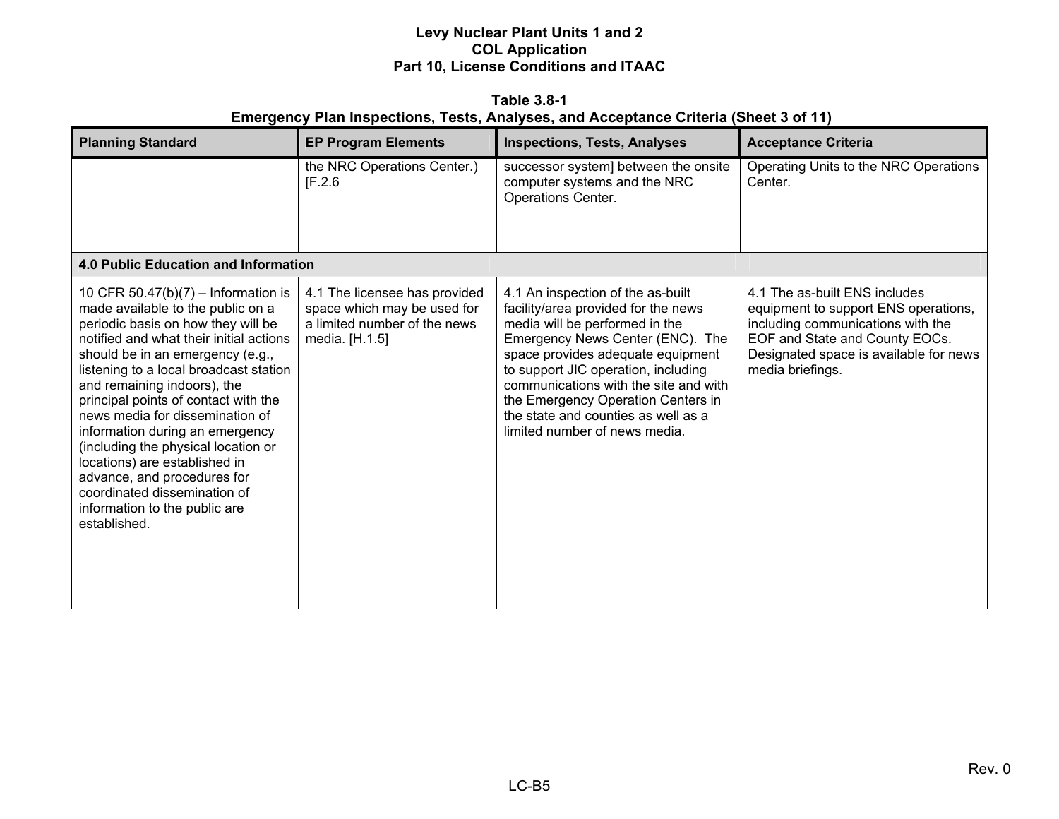**Table 3.8-1**
**Emergency Plan Inspections, Tests, Analyses, and Acceptance Criteria (Sheet 3 of 11)**

| Planning Standard | EP Program Elements | Inspections, Tests, Analyses | Acceptance Criteria |
|---|---|---|---|
| | the NRC Operations Center.) [F.2.6 | successor system] between the onsite computer systems and the NRC Operations Center. | Operating Units to the NRC Operations Center. |
| **4.0 Public Education and Information** | | | |
| 10 CFR 50.47(b)(7) – Information is made available to the public on a periodic basis on how they will be notified and what their initial actions should be in an emergency (e.g., listening to a local broadcast station and remaining indoors), the principal points of contact with the news media for dissemination of information during an emergency (including the physical location or locations) are established in advance, and procedures for coordinated dissemination of information to the public are established. | 4.1 The licensee has provided space which may be used for a limited number of the news media. [H.1.5] | 4.1 An inspection of the as-built facility/area provided for the news media will be performed in the Emergency News Center (ENC). The space provides adequate equipment to support JIC operation, including communications with the site and with the Emergency Operation Centers in the state and counties as well as a limited number of news media. | 4.1 The as-built ENS includes equipment to support ENS operations, including communications with the EOF and State and County EOCs. Designated space is available for news media briefings. |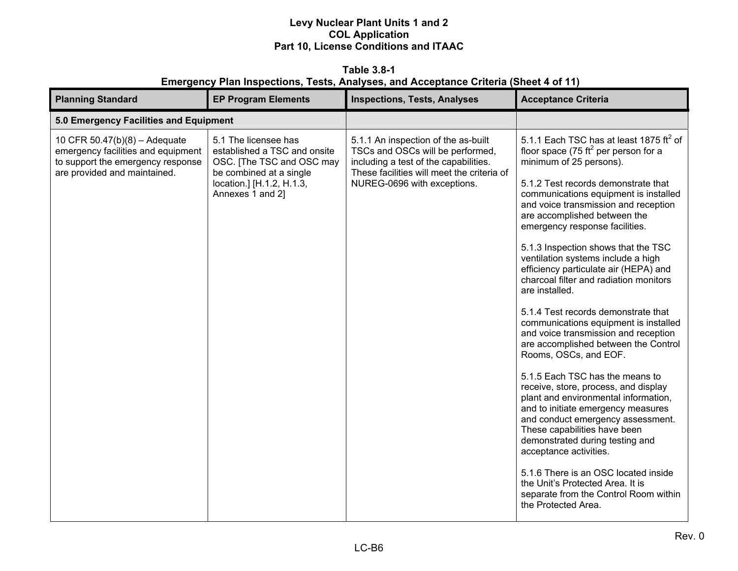**Table 3.8-1**
**Emergency Plan Inspections, Tests, Analyses, and Acceptance Criteria (Sheet 4 of 11)**

| Planning Standard | EP Program Elements | Inspections, Tests, Analyses | Acceptance Criteria |
|---|---|---|---|
| **5.0 Emergency Facilities and Equipment** | | | |
| 10 CFR 50.47(b)(8) – Adequate emergency facilities and equipment to support the emergency response are provided and maintained. | 5.1 The licensee has established a TSC and onsite OSC. [The TSC and OSC may be combined at a single location.] [H.1.2, H.1.3, Annexes 1 and 2] | 5.1.1 An inspection of the as-built TSCs and OSCs will be performed, including a test of the capabilities. These facilities will meet the criteria of NUREG-0696 with exceptions. | 5.1.1 Each TSC has at least 1875 $ft^2$ of floor space (75 $ft^2$ per person for a minimum of 25 persons).<br><br>5.1.2 Test records demonstrate that communications equipment is installed and voice transmission and reception are accomplished between the emergency response facilities.<br><br>5.1.3 Inspection shows that the TSC ventilation systems include a high efficiency particulate air (HEPA) and charcoal filter and radiation monitors are installed.<br><br>5.1.4 Test records demonstrate that communications equipment is installed and voice transmission and reception are accomplished between the Control Rooms, OSCs, and EOF.<br><br>5.1.5 Each TSC has the means to receive, store, process, and display plant and environmental information, and to initiate emergency measures and conduct emergency assessment. These capabilities have been demonstrated during testing and acceptance activities.<br><br>5.1.6 There is an OSC located inside the Unit's Protected Area. It is separate from the Control Room within the Protected Area. |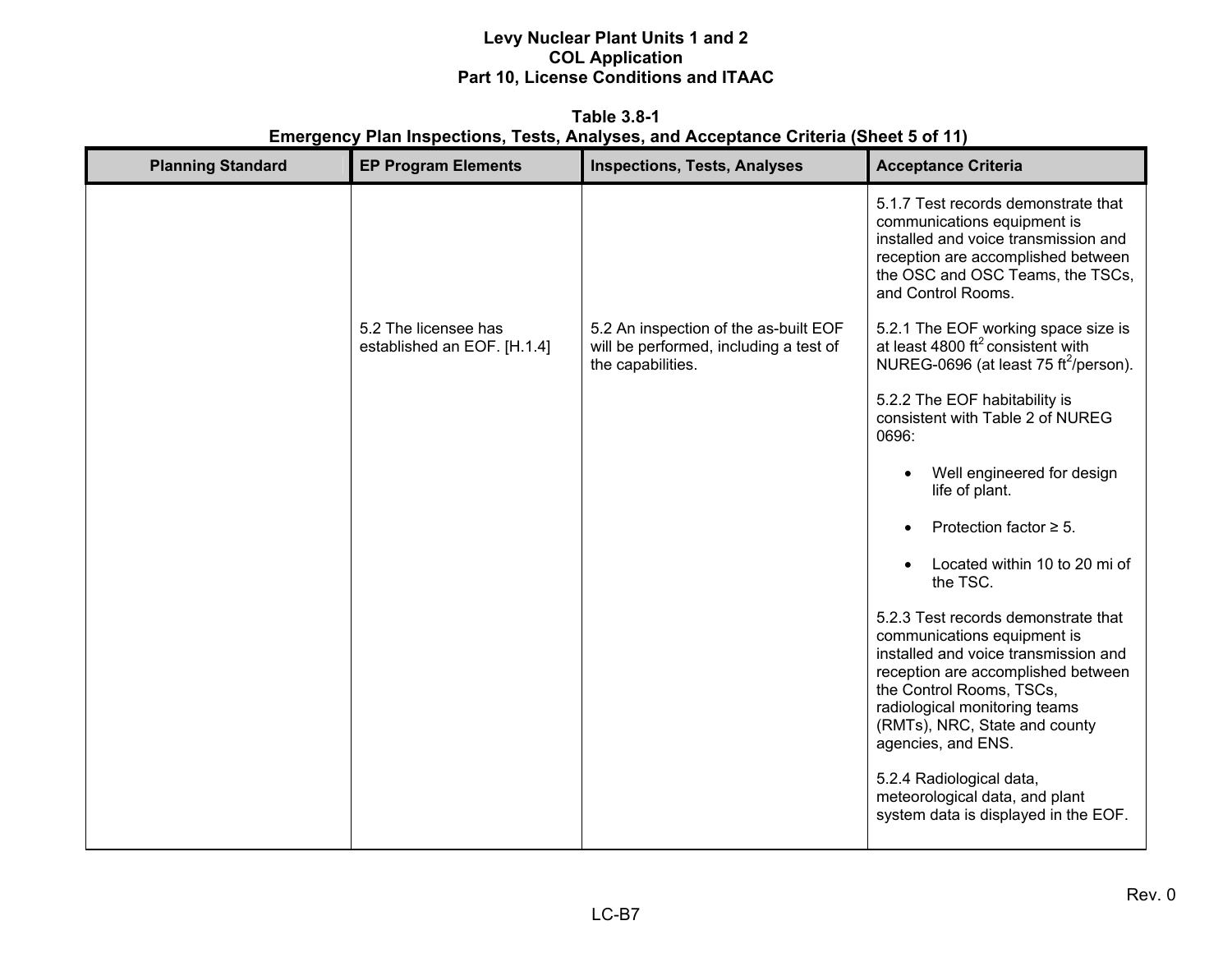**Table 3.8-1**
**Emergency Plan Inspections, Tests, Analyses, and Acceptance Criteria (Sheet 5 of 11)**

| Planning Standard | EP Program Elements | Inspections, Tests, Analyses | Acceptance Criteria |
|---|---|---|---|
| | | | 5.1.7 Test records demonstrate that communications equipment is installed and voice transmission and reception are accomplished between the OSC and OSC Teams, the TSCs, and Control Rooms. |
| | 5.2 The licensee has established an EOF. [H.1.4] | 5.2 An inspection of the as-built EOF will be performed, including a test of the capabilities. | 5.2.1 The EOF working space size is at least 4800 $ft^2$ consistent with NUREG-0696 (at least 75 $ft^2$/person).<br><br>5.2.2 The EOF habitability is consistent with Table 2 of NUREG 0696:<br>• Well engineered for design life of plant.<br>• Protection factor ≥ 5.<br>• Located within 10 to 20 mi of the TSC.<br><br>5.2.3 Test records demonstrate that communications equipment is installed and voice transmission and reception are accomplished between the Control Rooms, TSCs, radiological monitoring teams (RMTs), NRC, State and county agencies, and ENS.<br><br>5.2.4 Radiological data, meteorological data, and plant system data is displayed in the EOF. |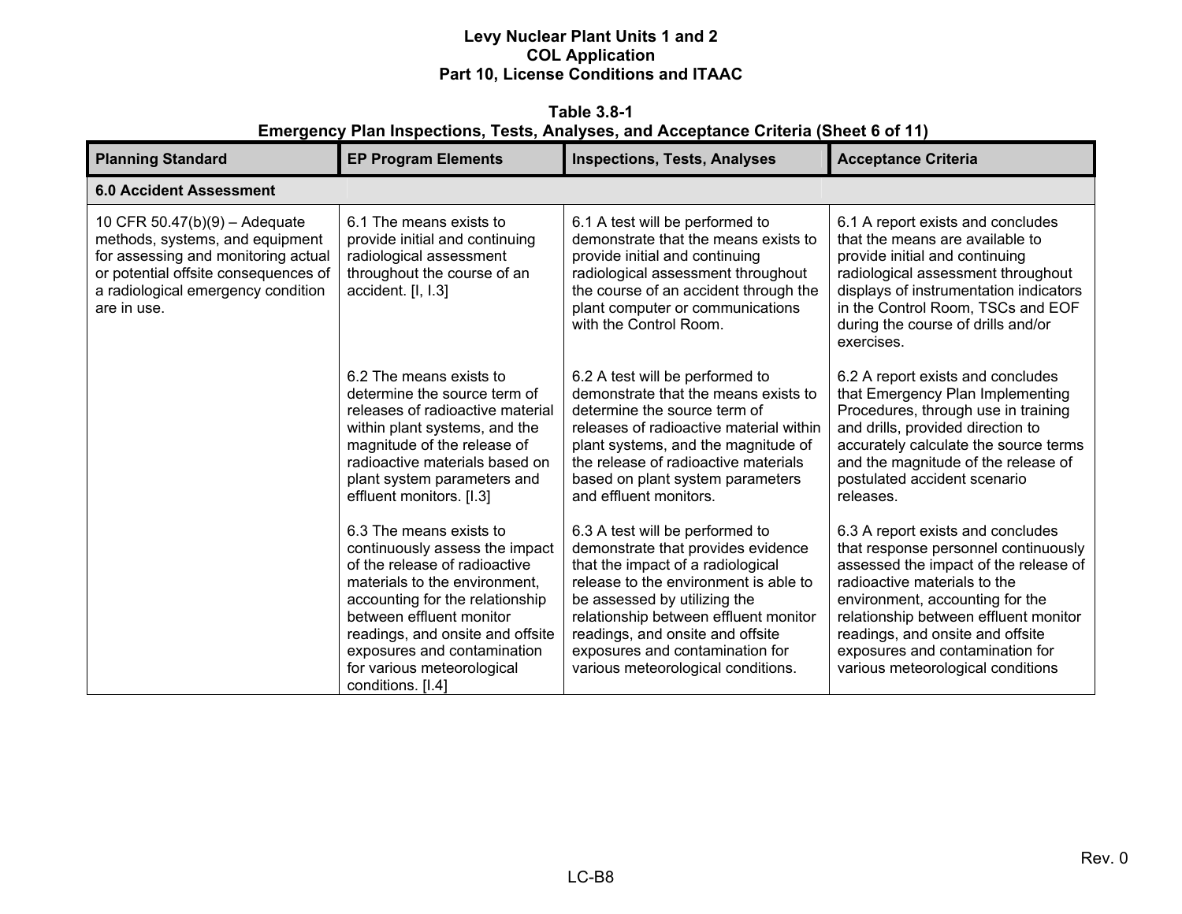**Table 3.8-1**
**Emergency Plan Inspections, Tests, Analyses, and Acceptance Criteria (Sheet 6 of 11)**

| Planning Standard | EP Program Elements | Inspections, Tests, Analyses | Acceptance Criteria |
|---|---|---|---|
| **6.0 Accident Assessment** | | | |
| 10 CFR 50.47(b)(9) – Adequate methods, systems, and equipment for assessing and monitoring actual or potential offsite consequences of a radiological emergency condition are in use. | 6.1 The means exists to provide initial and continuing radiological assessment throughout the course of an accident. [I, I.3] | 6.1 A test will be performed to demonstrate that the means exists to provide initial and continuing radiological assessment throughout the course of an accident through the plant computer or communications with the Control Room. | 6.1 A report exists and concludes that the means are available to provide initial and continuing radiological assessment throughout displays of instrumentation indicators in the Control Room, TSCs and EOF during the course of drills and/or exercises. |
| | 6.2 The means exists to determine the source term of releases of radioactive material within plant systems, and the magnitude of the release of radioactive materials based on plant system parameters and effluent monitors. [I.3] | 6.2 A test will be performed to demonstrate that the means exists to determine the source term of releases of radioactive material within plant systems, and the magnitude of the release of radioactive materials based on plant system parameters and effluent monitors. | 6.2 A report exists and concludes that Emergency Plan Implementing Procedures, through use in training and drills, provided direction to accurately calculate the source terms and the magnitude of the release of postulated accident scenario releases. |
| | 6.3 The means exists to continuously assess the impact of the release of radioactive materials to the environment, accounting for the relationship between effluent monitor readings, and onsite and offsite exposures and contamination for various meteorological conditions. [I.4] | 6.3 A test will be performed to demonstrate that provides evidence that the impact of a radiological release to the environment is able to be assessed by utilizing the relationship between effluent monitor readings, and onsite and offsite exposures and contamination for various meteorological conditions. | 6.3 A report exists and concludes that response personnel continuously assessed the impact of the release of radioactive materials to the environment, accounting for the relationship between effluent monitor readings, and onsite and offsite exposures and contamination for various meteorological conditions |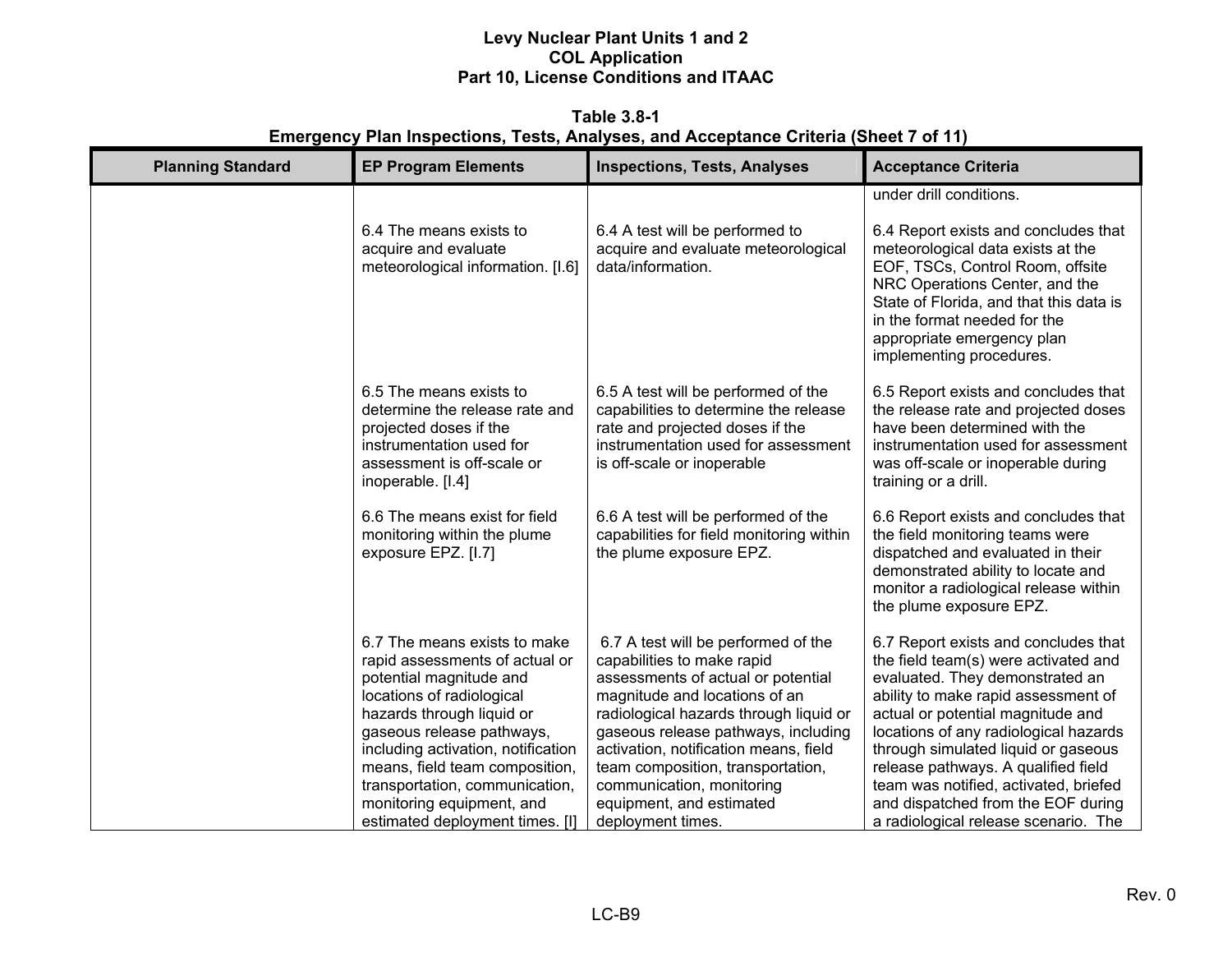**Table 3.8-1**
**Emergency Plan Inspections, Tests, Analyses, and Acceptance Criteria (Sheet 7 of 11)**

| Planning Standard | EP Program Elements | Inspections, Tests, Analyses | Acceptance Criteria |
|---|---|---|---|
| | | | under drill conditions. |
| | 6.4 The means exists to acquire and evaluate meteorological information. [I.6] | 6.4 A test will be performed to acquire and evaluate meteorological data/information. | 6.4 Report exists and concludes that meteorological data exists at the EOF, TSCs, Control Room, offsite NRC Operations Center, and the State of Florida, and that this data is in the format needed for the appropriate emergency plan implementing procedures. |
| | 6.5 The means exists to determine the release rate and projected doses if the instrumentation used for assessment is off-scale or inoperable. [I.4] | 6.5 A test will be performed of the capabilities to determine the release rate and projected doses if the instrumentation used for assessment is off-scale or inoperable | 6.5 Report exists and concludes that the release rate and projected doses have been determined with the instrumentation used for assessment was off-scale or inoperable during training or a drill. |
| | 6.6 The means exist for field monitoring within the plume exposure EPZ. [I.7] | 6.6 A test will be performed of the capabilities for field monitoring within the plume exposure EPZ. | 6.6 Report exists and concludes that the field monitoring teams were dispatched and evaluated in their demonstrated ability to locate and monitor a radiological release within the plume exposure EPZ. |
| | 6.7 The means exists to make rapid assessments of actual or potential magnitude and locations of radiological hazards through liquid or gaseous release pathways, including activation, notification means, field team composition, transportation, communication, monitoring equipment, and estimated deployment times. [I] | 6.7 A test will be performed of the capabilities to make rapid assessments of actual or potential magnitude and locations of an radiological hazards through liquid or gaseous release pathways, including activation, notification means, field team composition, transportation, communication, monitoring equipment, and estimated deployment times. | 6.7 Report exists and concludes that the field team(s) were activated and evaluated. They demonstrated an ability to make rapid assessment of actual or potential magnitude and locations of any radiological hazards through simulated liquid or gaseous release pathways. A qualified field team was notified, activated, briefed and dispatched from the EOF during a radiological release scenario. The |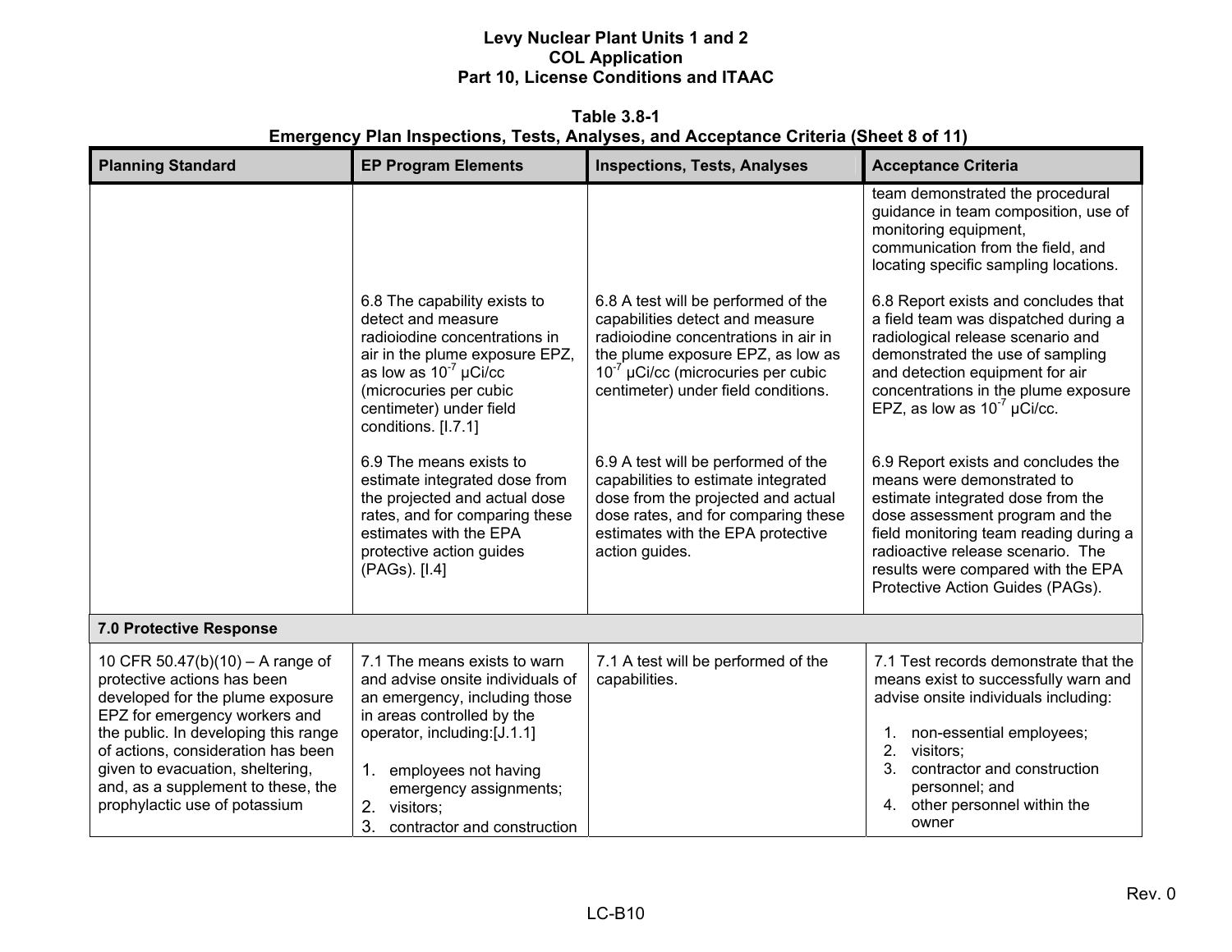**Table 3.8-1**
**Emergency Plan Inspections, Tests, Analyses, and Acceptance Criteria (Sheet 8 of 11)**

| Planning Standard | EP Program Elements | Inspections, Tests, Analyses | Acceptance Criteria |
|---|---|---|---|
| | | | team demonstrated the procedural guidance in team composition, use of monitoring equipment, communication from the field, and locating specific sampling locations. |
| | 6.8 The capability exists to detect and measure radioiodine concentrations in air in the plume exposure EPZ, as low as $10^{-7}$ µCi/cc (microcuries per cubic centimeter) under field conditions. [I.7.1] | 6.8 A test will be performed of the capabilities detect and measure radioiodine concentrations in air in the plume exposure EPZ, as low as $10^{-7}$ µCi/cc (microcuries per cubic centimeter) under field conditions. | 6.8 Report exists and concludes that a field team was dispatched during a radiological release scenario and demonstrated the use of sampling and detection equipment for air concentrations in the plume exposure EPZ, as low as $10^{-7}$ µCi/cc. |
| | 6.9 The means exists to estimate integrated dose from the projected and actual dose rates, and for comparing these estimates with the EPA protective action guides (PAGs). [I.4] | 6.9 A test will be performed of the capabilities to estimate integrated dose from the projected and actual dose rates, and for comparing these estimates with the EPA protective action guides. | 6.9 Report exists and concludes the means were demonstrated to estimate integrated dose from the dose assessment program and the field monitoring team reading during a radioactive release scenario. The results were compared with the EPA Protective Action Guides (PAGs). |
| **7.0 Protective Response** | | | |
| 10 CFR 50.47(b)(10) – A range of protective actions has been developed for the plume exposure EPZ for emergency workers and the public. In developing this range of actions, consideration has been given to evacuation, sheltering, and, as a supplement to these, the prophylactic use of potassium | 7.1 The means exists to warn and advise onsite individuals of an emergency, including those in areas controlled by the operator, including:[J.1.1]<br><br>1. employees not having emergency assignments;<br>2. visitors;<br>3. contractor and construction | 7.1 A test will be performed of the capabilities. | 7.1 Test records demonstrate that the means exist to successfully warn and advise onsite individuals including:<br><br>1. non-essential employees;<br>2. visitors;<br>3. contractor and construction personnel; and<br>4. other personnel within the owner |

Rev. 0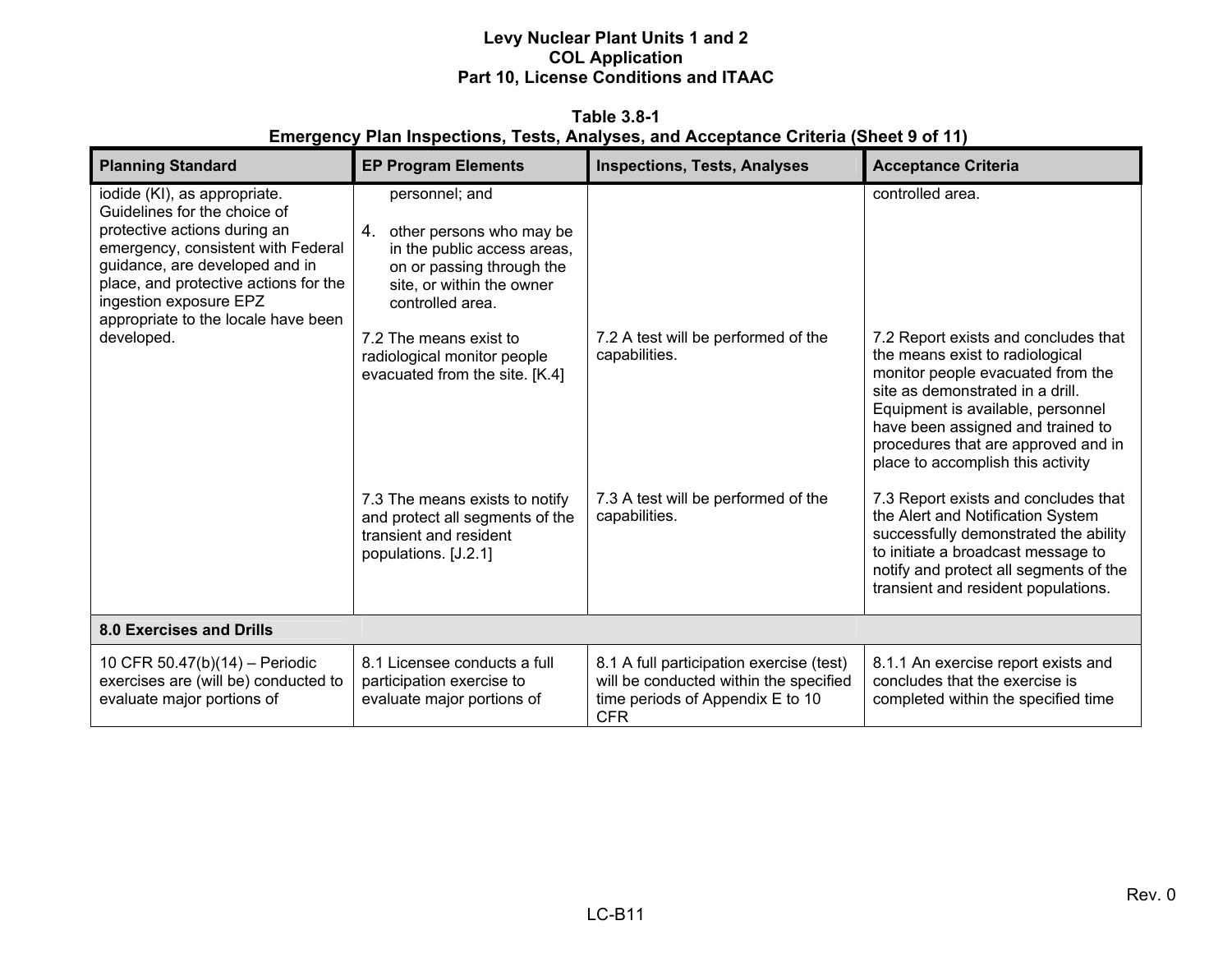**Table 3.8-1**
**Emergency Plan Inspections, Tests, Analyses, and Acceptance Criteria (Sheet 9 of 11)**

| Planning Standard | EP Program Elements | Inspections, Tests, Analyses | Acceptance Criteria |
|---|---|---|---|
| iodide (KI), as appropriate. Guidelines for the choice of protective actions during an emergency, consistent with Federal guidance, are developed and in place, and protective actions for the ingestion exposure EPZ appropriate to the locale have been developed. | personnel; and<br><br>4. other persons who may be in the public access areas, on or passing through the site, or within the owner controlled area. | | controlled area. |
| | 7.2 The means exist to radiological monitor people evacuated from the site. [K.4] | 7.2 A test will be performed of the capabilities. | 7.2 Report exists and concludes that the means exist to radiological monitor people evacuated from the site as demonstrated in a drill. Equipment is available, personnel have been assigned and trained to procedures that are approved and in place to accomplish this activity |
| | 7.3 The means exists to notify and protect all segments of the transient and resident populations. [J.2.1] | 7.3 A test will be performed of the capabilities. | 7.3 Report exists and concludes that the Alert and Notification System successfully demonstrated the ability to initiate a broadcast message to notify and protect all segments of the transient and resident populations. |
| **8.0 Exercises and Drills** | | | |
| 10 CFR 50.47(b)(14) – Periodic exercises are (will be) conducted to evaluate major portions of | 8.1 Licensee conducts a full participation exercise to evaluate major portions of | 8.1 A full participation exercise (test) will be conducted within the specified time periods of Appendix E to 10 CFR | 8.1.1 An exercise report exists and concludes that the exercise is completed within the specified time |

Rev. 0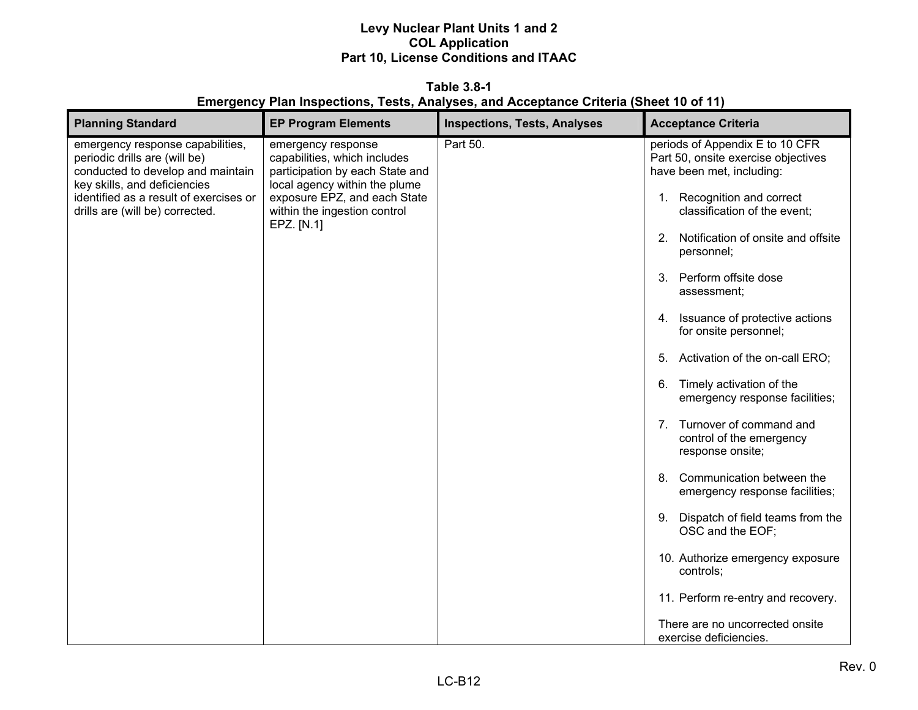**Table 3.8-1**
**Emergency Plan Inspections, Tests, Analyses, and Acceptance Criteria (Sheet 10 of 11)**

| Planning Standard | EP Program Elements | Inspections, Tests, Analyses | Acceptance Criteria |
|---|---|---|---|
| emergency response capabilities, periodic drills are (will be) conducted to develop and maintain key skills, and deficiencies identified as a result of exercises or drills are (will be) corrected. | emergency response capabilities, which includes participation by each State and local agency within the plume exposure EPZ, and each State within the ingestion control EPZ. [N.1] | Part 50. | periods of Appendix E to 10 CFR Part 50, onsite exercise objectives have been met, including:<br><br>1. Recognition and correct classification of the event;<br><br>2. Notification of onsite and offsite personnel;<br><br>3. Perform offsite dose assessment;<br><br>4. Issuance of protective actions for onsite personnel;<br><br>5. Activation of the on-call ERO;<br><br>6. Timely activation of the emergency response facilities;<br><br>7. Turnover of command and control of the emergency response onsite;<br><br>8. Communication between the emergency response facilities;<br><br>9. Dispatch of field teams from the OSC and the EOF;<br><br>10. Authorize emergency exposure controls;<br><br>11. Perform re-entry and recovery.<br><br>There are no uncorrected onsite exercise deficiencies. |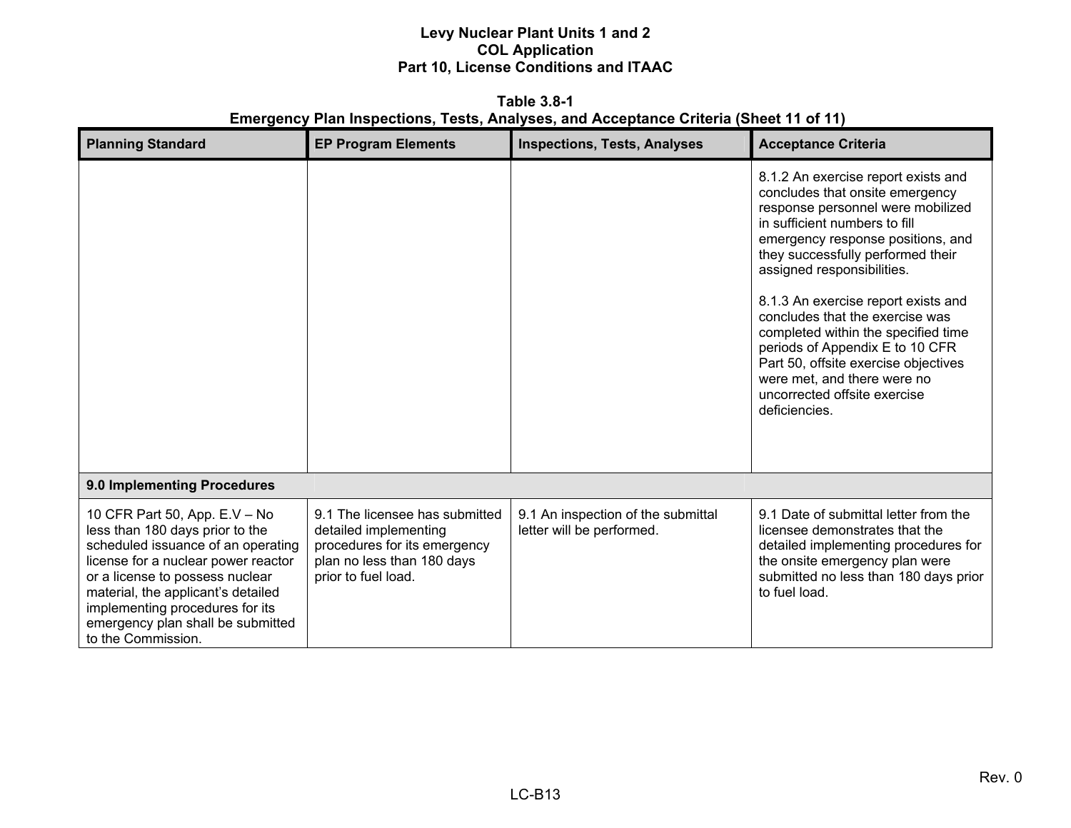**Table 3.8-1**
**Emergency Plan Inspections, Tests, Analyses, and Acceptance Criteria (Sheet 11 of 11)**

| Planning Standard | EP Program Elements | Inspections, Tests, Analyses | Acceptance Criteria |
|---|---|---|---|
| | | | 8.1.2 An exercise report exists and concludes that onsite emergency response personnel were mobilized in sufficient numbers to fill emergency response positions, and they successfully performed their assigned responsibilities.<br><br>8.1.3 An exercise report exists and concludes that the exercise was completed within the specified time periods of Appendix E to 10 CFR Part 50, offsite exercise objectives were met, and there were no uncorrected offsite exercise deficiencies. |
| **9.0 Implementing Procedures** | | | |
| 10 CFR Part 50, App. E.V – No less than 180 days prior to the scheduled issuance of an operating license for a nuclear power reactor or a license to possess nuclear material, the applicant's detailed implementing procedures for its emergency plan shall be submitted to the Commission. | 9.1 The licensee has submitted detailed implementing procedures for its emergency plan no less than 180 days prior to fuel load. | 9.1 An inspection of the submittal letter will be performed. | 9.1 Date of submittal letter from the licensee demonstrates that the detailed implementing procedures for the onsite emergency plan were submitted no less than 180 days prior to fuel load. |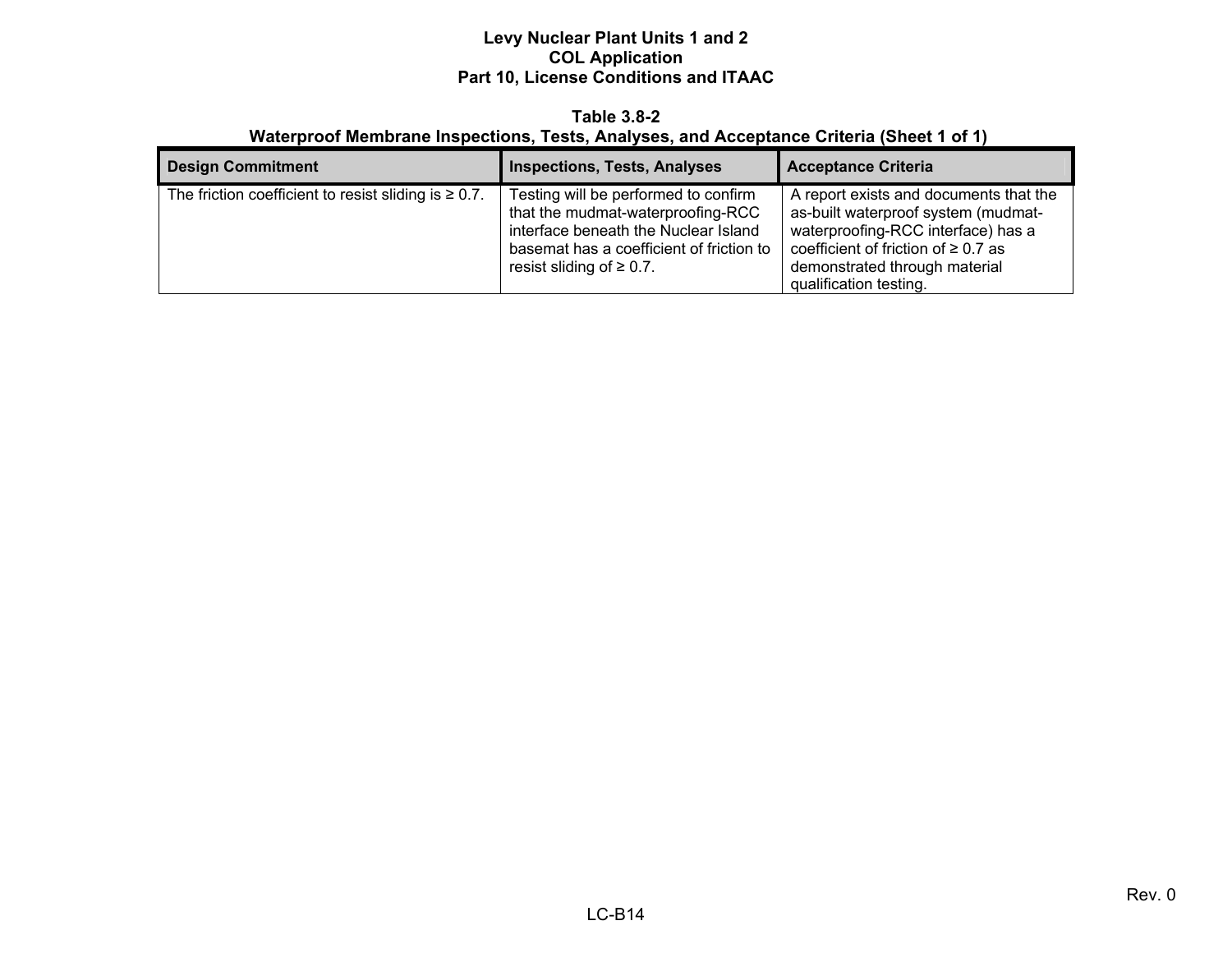**Table 3.8-2**
**Waterproof Membrane Inspections, Tests, Analyses, and Acceptance Criteria (Sheet 1 of 1)**

| Design Commitment | Inspections, Tests, Analyses | Acceptance Criteria |
|---|---|---|
| The friction coefficient to resist sliding is ≥ 0.7. | Testing will be performed to confirm that the mudmat-waterproofing-RCC interface beneath the Nuclear Island basemat has a coefficient of friction to resist sliding of ≥ 0.7. | A report exists and documents that the as-built waterproof system (mudmat-waterproofing-RCC interface) has a coefficient of friction of ≥ 0.7 as demonstrated through material qualification testing. |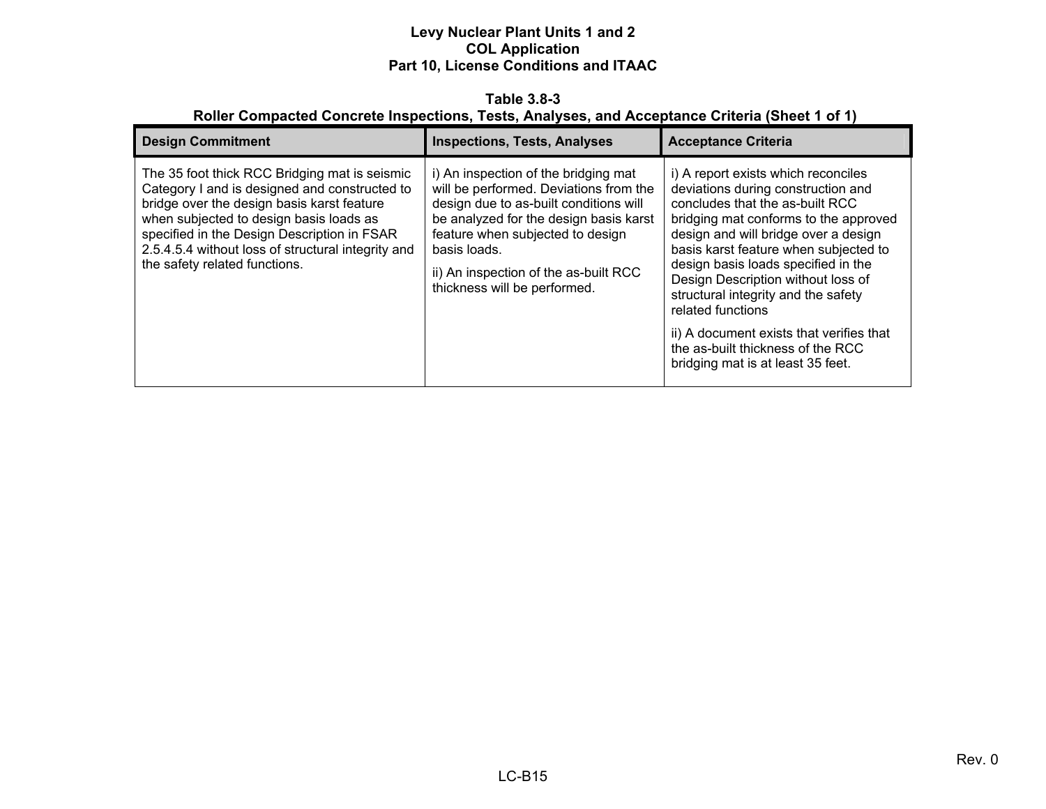**Table 3.8-3**
**Roller Compacted Concrete Inspections, Tests, Analyses, and Acceptance Criteria (Sheet 1 of 1)**

| Design Commitment | Inspections, Tests, Analyses | Acceptance Criteria |
|---|---|---|
| The 35 foot thick RCC Bridging mat is seismic Category I and is designed and constructed to bridge over the design basis karst feature when subjected to design basis loads as specified in the Design Description in FSAR 2.5.4.5.4 without loss of structural integrity and the safety related functions. | i) An inspection of the bridging mat will be performed. Deviations from the design due to as-built conditions will be analyzed for the design basis karst feature when subjected to design basis loads.<br><br>ii) An inspection of the as-built RCC thickness will be performed. | i) A report exists which reconciles deviations during construction and concludes that the as-built RCC bridging mat conforms to the approved design and will bridge over a design basis karst feature when subjected to design basis loads specified in the Design Description without loss of structural integrity and the safety related functions<br><br>ii) A document exists that verifies that the as-built thickness of the RCC bridging mat is at least 35 feet. |